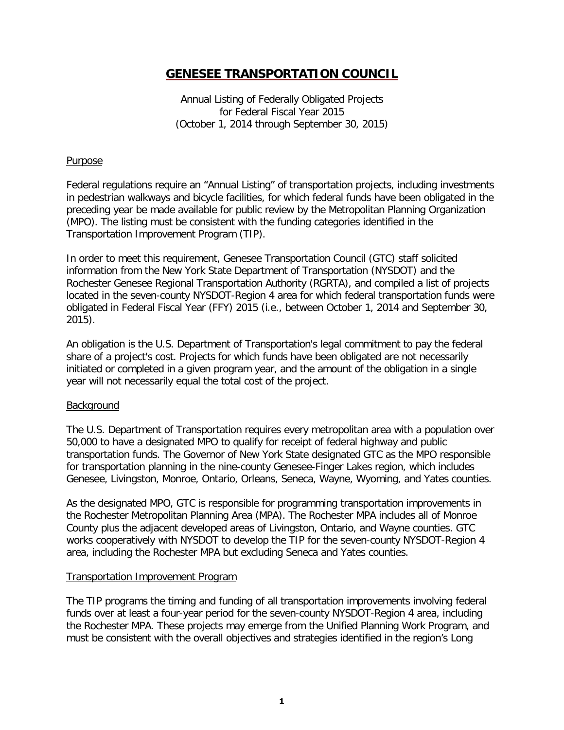# GENESEE TRANSPORTATION COUNCIL

Annual Listing of Federally Obligated Projects
for Federal Fiscal Year 2015
(October 1, 2014 through September 30, 2015)

## Purpose

Federal regulations require an "Annual Listing" of transportation projects, including investments in pedestrian walkways and bicycle facilities, for which federal funds have been obligated in the preceding year be made available for public review by the Metropolitan Planning Organization (MPO). The listing must be consistent with the funding categories identified in the Transportation Improvement Program (TIP).

In order to meet this requirement, Genesee Transportation Council (GTC) staff solicited information from the New York State Department of Transportation (NYSDOT) and the Rochester Genesee Regional Transportation Authority (RGRTA), and compiled a list of projects located in the seven-county NYSDOT-Region 4 area for which federal transportation funds were obligated in Federal Fiscal Year (FFY) 2015 (i.e., between October 1, 2014 and September 30, 2015).

An obligation is the U.S. Department of Transportation's legal commitment to pay the federal share of a project's cost. Projects for which funds have been obligated are not necessarily initiated or completed in a given program year, and the amount of the obligation in a single year will not necessarily equal the total cost of the project.

## Background

The U.S. Department of Transportation requires every metropolitan area with a population over 50,000 to have a designated MPO to qualify for receipt of federal highway and public transportation funds. The Governor of New York State designated GTC as the MPO responsible for transportation planning in the nine-county Genesee-Finger Lakes region, which includes Genesee, Livingston, Monroe, Ontario, Orleans, Seneca, Wayne, Wyoming, and Yates counties.

As the designated MPO, GTC is responsible for programming transportation improvements in the Rochester Metropolitan Planning Area (MPA). The Rochester MPA includes all of Monroe County plus the adjacent developed areas of Livingston, Ontario, and Wayne counties. GTC works cooperatively with NYSDOT to develop the TIP for the seven-county NYSDOT-Region 4 area, including the Rochester MPA but excluding Seneca and Yates counties.

## Transportation Improvement Program

The TIP programs the timing and funding of all transportation improvements involving federal funds over at least a four-year period for the seven-county NYSDOT-Region 4 area, including the Rochester MPA. These projects may emerge from the Unified Planning Work Program, and must be consistent with the overall objectives and strategies identified in the region's Long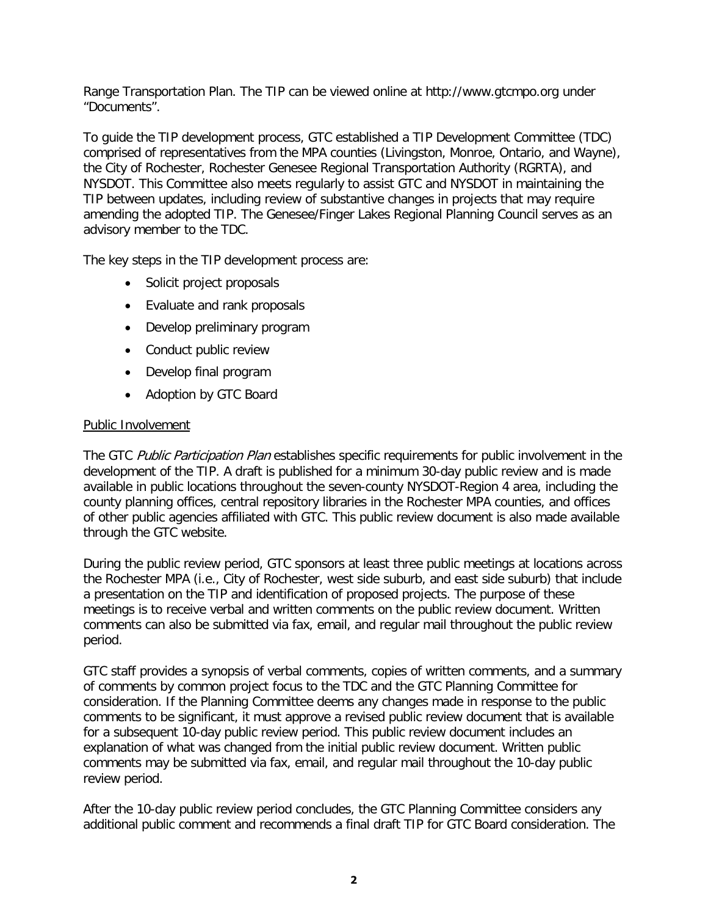Range Transportation Plan. The TIP can be viewed online at http://www.gtcmpo.org under "Documents".

To guide the TIP development process, GTC established a TIP Development Committee (TDC) comprised of representatives from the MPA counties (Livingston, Monroe, Ontario, and Wayne), the City of Rochester, Rochester Genesee Regional Transportation Authority (RGRTA), and NYSDOT. This Committee also meets regularly to assist GTC and NYSDOT in maintaining the TIP between updates, including review of substantive changes in projects that may require amending the adopted TIP. The Genesee/Finger Lakes Regional Planning Council serves as an advisory member to the TDC.

The key steps in the TIP development process are:

- Solicit project proposals
- Evaluate and rank proposals
- Develop preliminary program
- Conduct public review
- Develop final program
- Adoption by GTC Board

Public Involvement

The GTC *Public Participation Plan* establishes specific requirements for public involvement in the development of the TIP. A draft is published for a minimum 30-day public review and is made available in public locations throughout the seven-county NYSDOT-Region 4 area, including the county planning offices, central repository libraries in the Rochester MPA counties, and offices of other public agencies affiliated with GTC. This public review document is also made available through the GTC website.

During the public review period, GTC sponsors at least three public meetings at locations across the Rochester MPA (i.e., City of Rochester, west side suburb, and east side suburb) that include a presentation on the TIP and identification of proposed projects. The purpose of these meetings is to receive verbal and written comments on the public review document. Written comments can also be submitted via fax, email, and regular mail throughout the public review period.

GTC staff provides a synopsis of verbal comments, copies of written comments, and a summary of comments by common project focus to the TDC and the GTC Planning Committee for consideration. If the Planning Committee deems any changes made in response to the public comments to be significant, it must approve a revised public review document that is available for a subsequent 10-day public review period. This public review document includes an explanation of what was changed from the initial public review document. Written public comments may be submitted via fax, email, and regular mail throughout the 10-day public review period.

After the 10-day public review period concludes, the GTC Planning Committee considers any additional public comment and recommends a final draft TIP for GTC Board consideration. The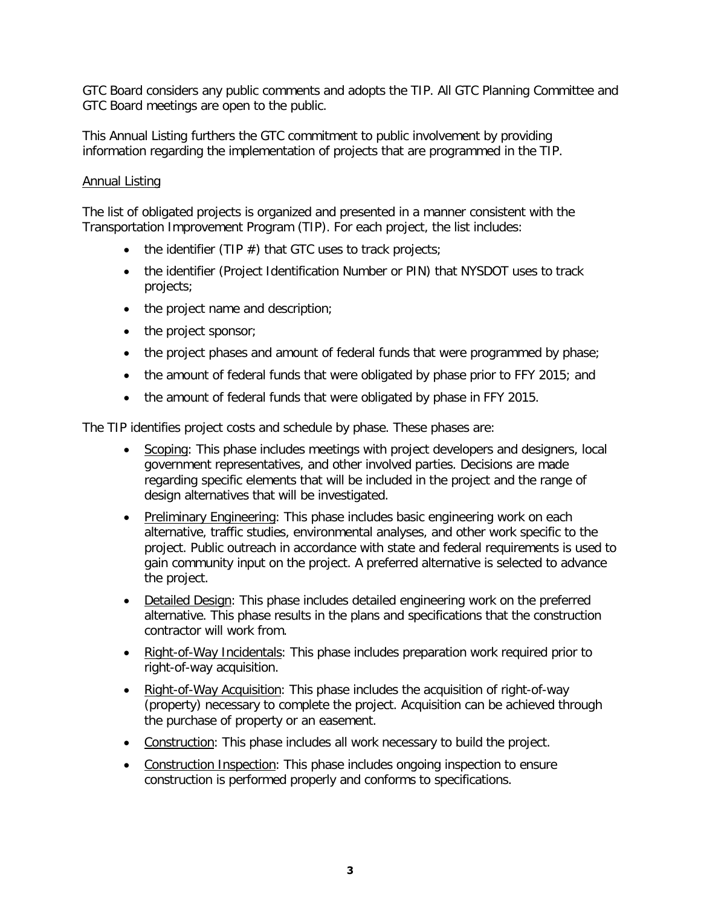GTC Board considers any public comments and adopts the TIP. All GTC Planning Committee and GTC Board meetings are open to the public.

This Annual Listing furthers the GTC commitment to public involvement by providing information regarding the implementation of projects that are programmed in the TIP.

Annual Listing

The list of obligated projects is organized and presented in a manner consistent with the Transportation Improvement Program (TIP). For each project, the list includes:

- the identifier (TIP #) that GTC uses to track projects;
- the identifier (Project Identification Number or PIN) that NYSDOT uses to track projects;
- the project name and description;
- the project sponsor;
- the project phases and amount of federal funds that were programmed by phase;
- the amount of federal funds that were obligated by phase prior to FFY 2015; and
- the amount of federal funds that were obligated by phase in FFY 2015.

The TIP identifies project costs and schedule by phase. These phases are:

- Scoping: This phase includes meetings with project developers and designers, local government representatives, and other involved parties. Decisions are made regarding specific elements that will be included in the project and the range of design alternatives that will be investigated.
- Preliminary Engineering: This phase includes basic engineering work on each alternative, traffic studies, environmental analyses, and other work specific to the project. Public outreach in accordance with state and federal requirements is used to gain community input on the project. A preferred alternative is selected to advance the project.
- Detailed Design: This phase includes detailed engineering work on the preferred alternative. This phase results in the plans and specifications that the construction contractor will work from.
- Right-of-Way Incidentals: This phase includes preparation work required prior to right-of-way acquisition.
- Right-of-Way Acquisition: This phase includes the acquisition of right-of-way (property) necessary to complete the project. Acquisition can be achieved through the purchase of property or an easement.
- Construction: This phase includes all work necessary to build the project.
- Construction Inspection: This phase includes ongoing inspection to ensure construction is performed properly and conforms to specifications.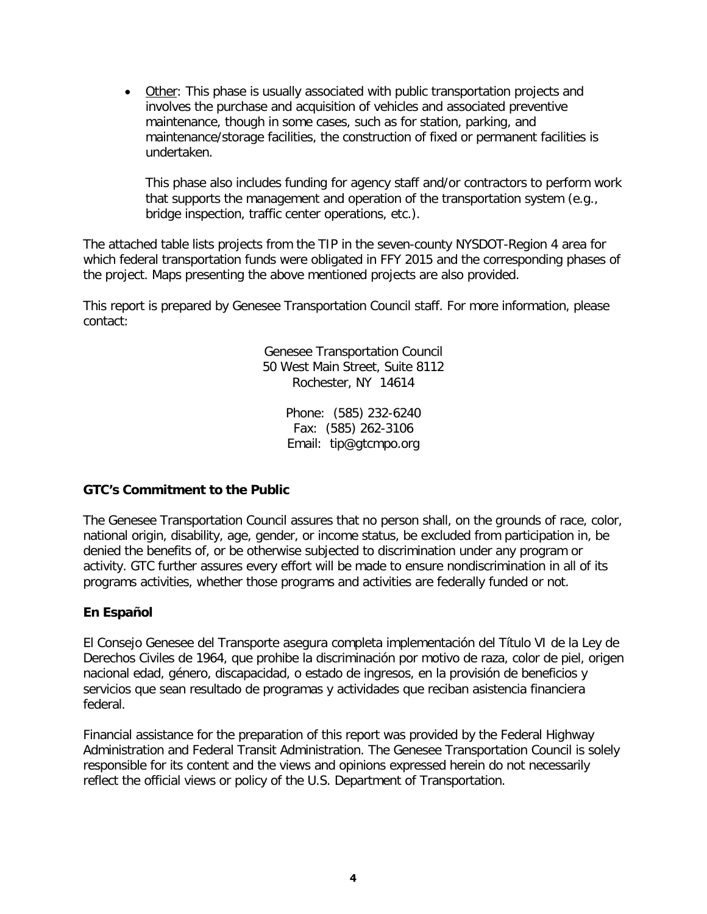- Other: This phase is usually associated with public transportation projects and involves the purchase and acquisition of vehicles and associated preventive maintenance, though in some cases, such as for station, parking, and maintenance/storage facilities, the construction of fixed or permanent facilities is undertaken.

  This phase also includes funding for agency staff and/or contractors to perform work that supports the management and operation of the transportation system (e.g., bridge inspection, traffic center operations, etc.).

The attached table lists projects from the TIP in the seven-county NYSDOT-Region 4 area for which federal transportation funds were obligated in FFY 2015 and the corresponding phases of the project. Maps presenting the above mentioned projects are also provided.

This report is prepared by Genesee Transportation Council staff. For more information, please contact:

Genesee Transportation Council
50 West Main Street, Suite 8112
Rochester, NY 14614

Phone: (585) 232-6240
Fax: (585) 262-3106
Email: tip@gtcmpo.org

**GTC's Commitment to the Public**

The Genesee Transportation Council assures that no person shall, on the grounds of race, color, national origin, disability, age, gender, or income status, be excluded from participation in, be denied the benefits of, or be otherwise subjected to discrimination under any program or activity. GTC further assures every effort will be made to ensure nondiscrimination in all of its programs activities, whether those programs and activities are federally funded or not.

**En Español**

El Consejo Genesee del Transporte asegura completa implementación del Título VI de la Ley de Derechos Civiles de 1964, que prohibe la discriminación por motivo de raza, color de piel, origen nacional edad, género, discapacidad, o estado de ingresos, en la provisión de beneficios y servicios que sean resultado de programas y actividades que reciban asistencia financiera federal.

Financial assistance for the preparation of this report was provided by the Federal Highway Administration and Federal Transit Administration. The Genesee Transportation Council is solely responsible for its content and the views and opinions expressed herein do not necessarily reflect the official views or policy of the U.S. Department of Transportation.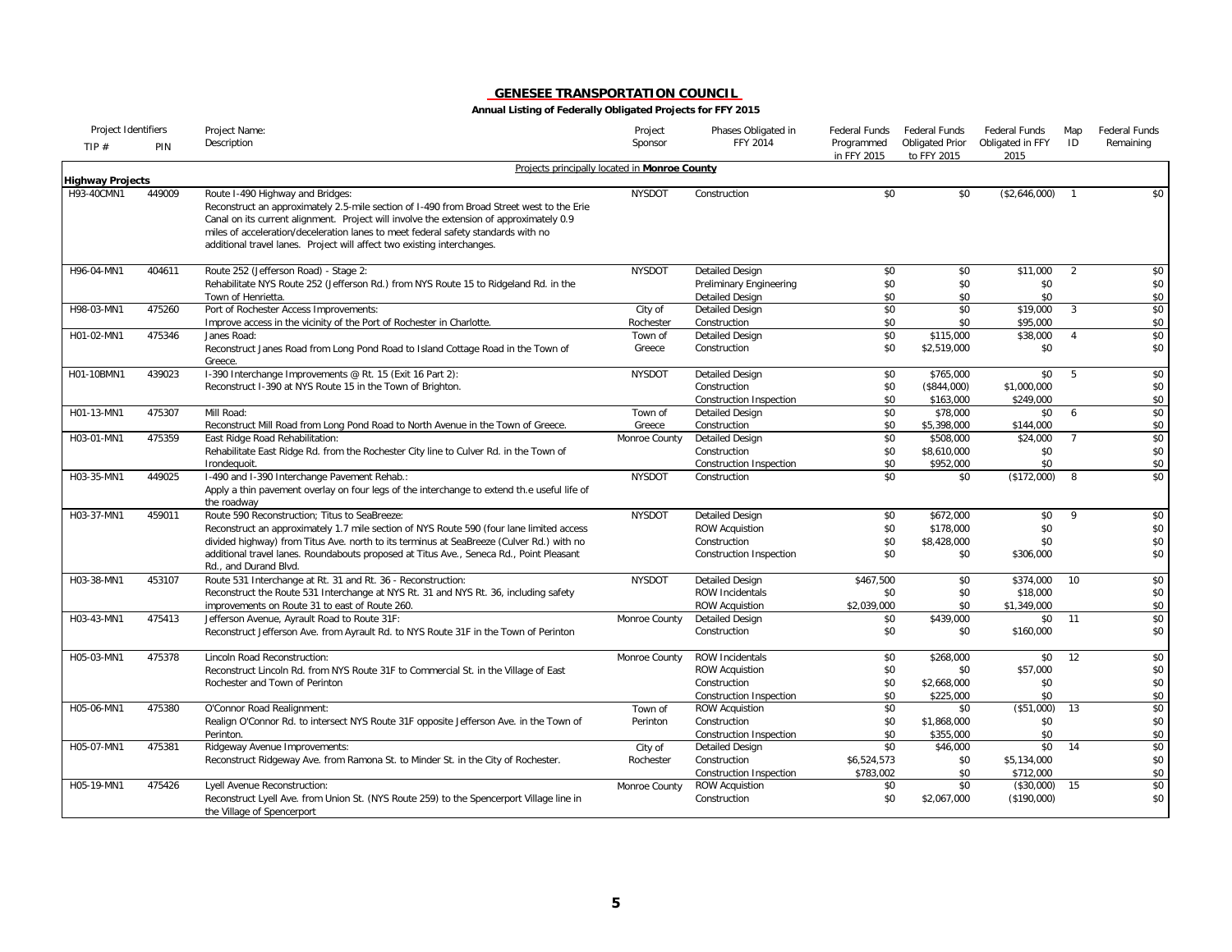**GENESEE TRANSPORTATION COUNCIL**

**Annual Listing of Federally Obligated Projects for FFY 2015**

| Project Identifiers TIP # | PIN | Project Name: Description | Project Sponsor | Phases Obligated in FFY 2014 | Federal Funds Programmed in FFY 2015 | Federal Funds Obligated Prior to FFY 2015 | Federal Funds Obligated in FFY 2015 | Map ID | Federal Funds Remaining |
|---|---|---|---|---|---|---|---|---|---|
| | | Projects principally located in **Monroe County** | | | | | | | |
| **Highway Projects** | | | | | | | | | |
| H93-40CMN1 | 449009 | Route I-490 Highway and Bridges: Reconstruct an approximately 2.5-mile section of I-490 from Broad Street west to the Erie Canal on its current alignment. Project will involve the extension of approximately 0.9 miles of acceleration/deceleration lanes to meet federal safety standards with no additional travel lanes. Project will affect two existing interchanges. | NYSDOT | Construction | $0 | $0 | ($2,646,000) | 1 | $0 |
| H96-04-MN1 | 404611 | Route 252 (Jefferson Road) - Stage 2: Rehabilitate NYS Route 252 (Jefferson Rd.) from NYS Route 15 to Ridgeland Rd. in the Town of Henrietta. | NYSDOT | Detailed Design | $0 | $0 | $11,000 | 2 | $0 |
| | | | | Preliminary Engineering | $0 | $0 | $0 | | $0 |
| | | | | Detailed Design | $0 | $0 | $0 | | $0 |
| H98-03-MN1 | 475260 | Port of Rochester Access Improvements: Improve access in the vicinity of the Port of Rochester in Charlotte. | City of Rochester | Detailed Design | $0 | $0 | $19,000 | 3 | $0 |
| | | | | Construction | $0 | $0 | $95,000 | | $0 |
| H01-02-MN1 | 475346 | Janes Road: Reconstruct Janes Road from Long Pond Road to Island Cottage Road in the Town of Greece. | Town of Greece | Detailed Design | $0 | $115,000 | $38,000 | 4 | $0 |
| | | | | Construction | $0 | $2,519,000 | $0 | | $0 |
| H01-10BMN1 | 439023 | I-390 Interchange Improvements @ Rt. 15 (Exit 16 Part 2): Reconstruct I-390 at NYS Route 15 in the Town of Brighton. | NYSDOT | Detailed Design | $0 | $765,000 | $0 | 5 | $0 |
| | | | | Construction | $0 | ($844,000) | $1,000,000 | | $0 |
| | | | | Construction Inspection | $0 | $163,000 | $249,000 | | $0 |
| H01-13-MN1 | 475307 | Mill Road: Reconstruct Mill Road from Long Pond Road to North Avenue in the Town of Greece. | Town of Greece | Detailed Design | $0 | $78,000 | $0 | 6 | $0 |
| | | | | Construction | $0 | $5,398,000 | $144,000 | | $0 |
| H03-01-MN1 | 475359 | East Ridge Road Rehabilitation: Rehabilitate East Ridge Rd. from the Rochester City line to Culver Rd. in the Town of Irondequoit. | Monroe County | Detailed Design | $0 | $508,000 | $24,000 | 7 | $0 |
| | | | | Construction | $0 | $8,610,000 | $0 | | $0 |
| | | | | Construction Inspection | $0 | $952,000 | $0 | | $0 |
| H03-35-MN1 | 449025 | I-490 and I-390 Interchange Pavement Rehab.: Apply a thin pavement overlay on four legs of the interchange to extend th.e useful life of the roadway | NYSDOT | Construction | $0 | $0 | ($172,000) | 8 | $0 |
| H03-37-MN1 | 459011 | Route 590 Reconstruction; Titus to SeaBreeze: Reconstruct an approximately 1.7 mile section of NYS Route 590 (four lane limited access divided highway) from Titus Ave. north to its terminus at SeaBreeze (Culver Rd.) with no additional travel lanes. Roundabouts proposed at Titus Ave., Seneca Rd., Point Pleasant Rd., and Durand Blvd. | NYSDOT | Detailed Design | $0 | $672,000 | $0 | 9 | $0 |
| | | | | ROW Acquistion | $0 | $178,000 | $0 | | $0 |
| | | | | Construction | $0 | $8,428,000 | $0 | | $0 |
| | | | | Construction Inspection | $0 | $0 | $306,000 | | $0 |
| H03-38-MN1 | 453107 | Route 531 Interchange at Rt. 31 and Rt. 36 - Reconstruction: Reconstruct the Route 531 Interchange at NYS Rt. 31 and NYS Rt. 36, including safety improvements on Route 31 to east of Route 260. | NYSDOT | Detailed Design | $467,500 | $0 | $374,000 | 10 | $0 |
| | | | | ROW Incidentals | $0 | $0 | $18,000 | | $0 |
| | | | | ROW Acquistion | $2,039,000 | $0 | $1,349,000 | | $0 |
| H03-43-MN1 | 475413 | Jefferson Avenue, Ayrault Road to Route 31F: Reconstruct Jefferson Ave. from Ayrault Rd. to NYS Route 31F in the Town of Perinton | Monroe County | Detailed Design | $0 | $439,000 | $0 | 11 | $0 |
| | | | | Construction | $0 | $0 | $160,000 | | $0 |
| H05-03-MN1 | 475378 | Lincoln Road Reconstruction: Reconstruct Lincoln Rd. from NYS Route 31F to Commercial St. in the Village of East Rochester and Town of Perinton | Monroe County | ROW Incidentals | $0 | $268,000 | $0 | 12 | $0 |
| | | | | ROW Acquistion | $0 | $0 | $57,000 | | $0 |
| | | | | Construction | $0 | $2,668,000 | $0 | | $0 |
| | | | | Construction Inspection | $0 | $225,000 | $0 | | $0 |
| H05-06-MN1 | 475380 | O'Connor Road Realignment: Realign O'Connor Rd. to intersect NYS Route 31F opposite Jefferson Ave. in the Town of Perinton. | Town of Perinton | ROW Acquistion | $0 | $0 | ($51,000) | 13 | $0 |
| | | | | Construction | $0 | $1,868,000 | $0 | | $0 |
| | | | | Construction Inspection | $0 | $355,000 | $0 | | $0 |
| H05-07-MN1 | 475381 | Ridgeway Avenue Improvements: Reconstruct Ridgeway Ave. from Ramona St. to Minder St. in the City of Rochester. | City of Rochester | Detailed Design | $0 | $46,000 | $0 | 14 | $0 |
| | | | | Construction | $6,524,573 | $0 | $5,134,000 | | $0 |
| | | | | Construction Inspection | $783,002 | $0 | $712,000 | | $0 |
| H05-19-MN1 | 475426 | Lyell Avenue Reconstruction: Reconstruct Lyell Ave. from Union St. (NYS Route 259) to the Spencerport Village line in the Village of Spencerport | Monroe County | ROW Acquistion | $0 | $0 | ($30,000) | 15 | $0 |
| | | | | Construction | $0 | $2,067,000 | ($190,000) | | $0 |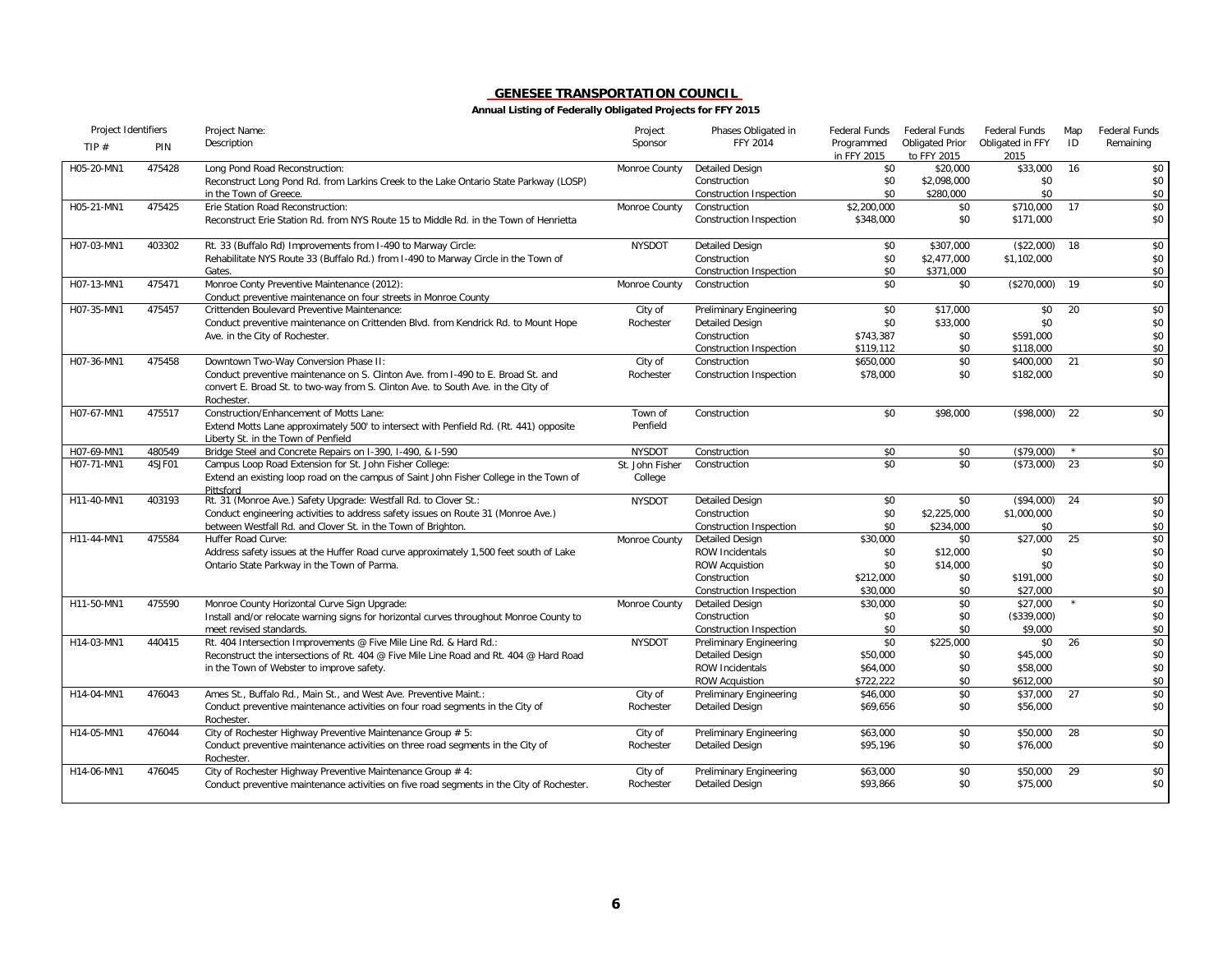# GENESEE TRANSPORTATION COUNCIL

**Annual Listing of Federally Obligated Projects for FFY 2015**

| Project Identifiers TIP # | PIN | Project Name: Description | Project Sponsor | Phases Obligated in FFY 2014 | Federal Funds Programmed in FFY 2015 | Federal Funds Obligated Prior to FFY 2015 | Federal Funds Obligated in FFY 2015 | Map ID | Federal Funds Remaining |
|---|---|---|---|---|---|---|---|---|---|
| H05-20-MN1 | 475428 | Long Pond Road Reconstruction: Reconstruct Long Pond Rd. from Larkins Creek to the Lake Ontario State Parkway (LOSP) in the Town of Greece. | Monroe County | Detailed Design | $0 | $20,000 | $33,000 | 16 | $0 |
| | | | | Construction | $0 | $2,098,000 | $0 | | $0 |
| | | | | Construction Inspection | $0 | $280,000 | $0 | | $0 |
| H05-21-MN1 | 475425 | Erie Station Road Reconstruction: Reconstruct Erie Station Rd. from NYS Route 15 to Middle Rd. in the Town of Henrietta | Monroe County | Construction | $2,200,000 | $0 | $710,000 | 17 | $0 |
| | | | | Construction Inspection | $348,000 | $0 | $171,000 | | $0 |
| H07-03-MN1 | 403302 | Rt. 33 (Buffalo Rd) Improvements from I-490 to Marway Circle: Rehabilitate NYS Route 33 (Buffalo Rd.) from I-490 to Marway Circle in the Town of Gates. | NYSDOT | Detailed Design | $0 | $307,000 | ($22,000) | 18 | $0 |
| | | | | Construction | $0 | $2,477,000 | $1,102,000 | | $0 |
| | | | | Construction Inspection | $0 | $371,000 | | | $0 |
| H07-13-MN1 | 475471 | Monroe Conty Preventive Maintenance (2012): Conduct preventive maintenance on four streets in Monroe County | Monroe County | Construction | $0 | $0 | ($270,000) | 19 | $0 |
| H07-35-MN1 | 475457 | Crittenden Boulevard Preventive Maintenance: Conduct preventive maintenance on Crittenden Blvd. from Kendrick Rd. to Mount Hope Ave. in the City of Rochester. | City of Rochester | Preliminary Engineering | $0 | $17,000 | $0 | 20 | $0 |
| | | | | Detailed Design | $0 | $33,000 | $0 | | $0 |
| | | | | Construction | $743,387 | $0 | $591,000 | | $0 |
| | | | | Construction Inspection | $119,112 | $0 | $118,000 | | $0 |
| H07-36-MN1 | 475458 | Downtown Two-Way Conversion Phase II: Conduct preventive maintenance on S. Clinton Ave. from I-490 to E. Broad St. and convert E. Broad St. to two-way from S. Clinton Ave. to South Ave. in the City of Rochester. | City of Rochester | Construction | $650,000 | $0 | $400,000 | 21 | $0 |
| | | | | Construction Inspection | $78,000 | $0 | $182,000 | | $0 |
| H07-67-MN1 | 475517 | Construction/Enhancement of Motts Lane: Extend Motts Lane approximately 500' to intersect with Penfield Rd. (Rt. 441) opposite Liberty St. in the Town of Penfield | Town of Penfield | Construction | $0 | $98,000 | ($98,000) | 22 | $0 |
| H07-69-MN1 | 480549 | Bridge Steel and Concrete Repairs on I-390, I-490, & I-590 | NYSDOT | Construction | $0 | $0 | ($79,000) | * | $0 |
| H07-71-MN1 | 4SJF01 | Campus Loop Road Extension for St. John Fisher College: Extend an existing loop road on the campus of Saint John Fisher College in the Town of Pittsford | St. John Fisher College | Construction | $0 | $0 | ($73,000) | 23 | $0 |
| H11-40-MN1 | 403193 | Rt. 31 (Monroe Ave.) Safety Upgrade: Westfall Rd. to Clover St.: Conduct engineering activities to address safety issues on Route 31 (Monroe Ave.) between Westfall Rd. and Clover St. in the Town of Brighton. | NYSDOT | Detailed Design | $0 | $0 | ($94,000) | 24 | $0 |
| | | | | Construction | $0 | $2,225,000 | $1,000,000 | | $0 |
| | | | | Construction Inspection | $0 | $234,000 | $0 | | $0 |
| H11-44-MN1 | 475584 | Huffer Road Curve: Address safety issues at the Huffer Road curve approximately 1,500 feet south of Lake Ontario State Parkway in the Town of Parma. | Monroe County | Detailed Design | $30,000 | $0 | $27,000 | 25 | $0 |
| | | | | ROW Incidentals | $0 | $12,000 | $0 | | $0 |
| | | | | ROW Acquistion | $0 | $14,000 | $0 | | $0 |
| | | | | Construction | $212,000 | $0 | $191,000 | | $0 |
| | | | | Construction Inspection | $30,000 | $0 | $27,000 | | $0 |
| H11-50-MN1 | 475590 | Monroe County Horizontal Curve Sign Upgrade: Install and/or relocate warning signs for horizontal curves throughout Monroe County to meet revised standards. | Monroe County | Detailed Design | $30,000 | $0 | $27,000 | * | $0 |
| | | | | Construction | $0 | $0 | ($339,000) | | $0 |
| | | | | Construction Inspection | $0 | $0 | $9,000 | | $0 |
| H14-03-MN1 | 440415 | Rt. 404 Intersection Improvements @ Five Mile Line Rd. & Hard Rd.: Reconstruct the intersections of Rt. 404 @ Five Mile Line Road and Rt. 404 @ Hard Road in the Town of Webster to improve safety. | NYSDOT | Preliminary Engineering | $0 | $225,000 | $0 | 26 | $0 |
| | | | | Detailed Design | $50,000 | $0 | $45,000 | | $0 |
| | | | | ROW Incidentals | $64,000 | $0 | $58,000 | | $0 |
| | | | | ROW Acquistion | $722,222 | $0 | $612,000 | | $0 |
| H14-04-MN1 | 476043 | Ames St., Buffalo Rd., Main St., and West Ave. Preventive Maint.: Conduct preventive maintenance activities on four road segments in the City of Rochester. | City of Rochester | Preliminary Engineering | $46,000 | $0 | $37,000 | 27 | $0 |
| | | | | Detailed Design | $69,656 | $0 | $56,000 | | $0 |
| H14-05-MN1 | 476044 | City of Rochester Highway Preventive Maintenance Group # 5: Conduct preventive maintenance activities on three road segments in the City of Rochester. | City of Rochester | Preliminary Engineering | $63,000 | $0 | $50,000 | 28 | $0 |
| | | | | Detailed Design | $95,196 | $0 | $76,000 | | $0 |
| H14-06-MN1 | 476045 | City of Rochester Highway Preventive Maintenance Group # 4: Conduct preventive maintenance activities on five road segments in the City of Rochester. | City of Rochester | Preliminary Engineering | $63,000 | $0 | $50,000 | 29 | $0 |
| | | | | Detailed Design | $93,866 | $0 | $75,000 | | $0 |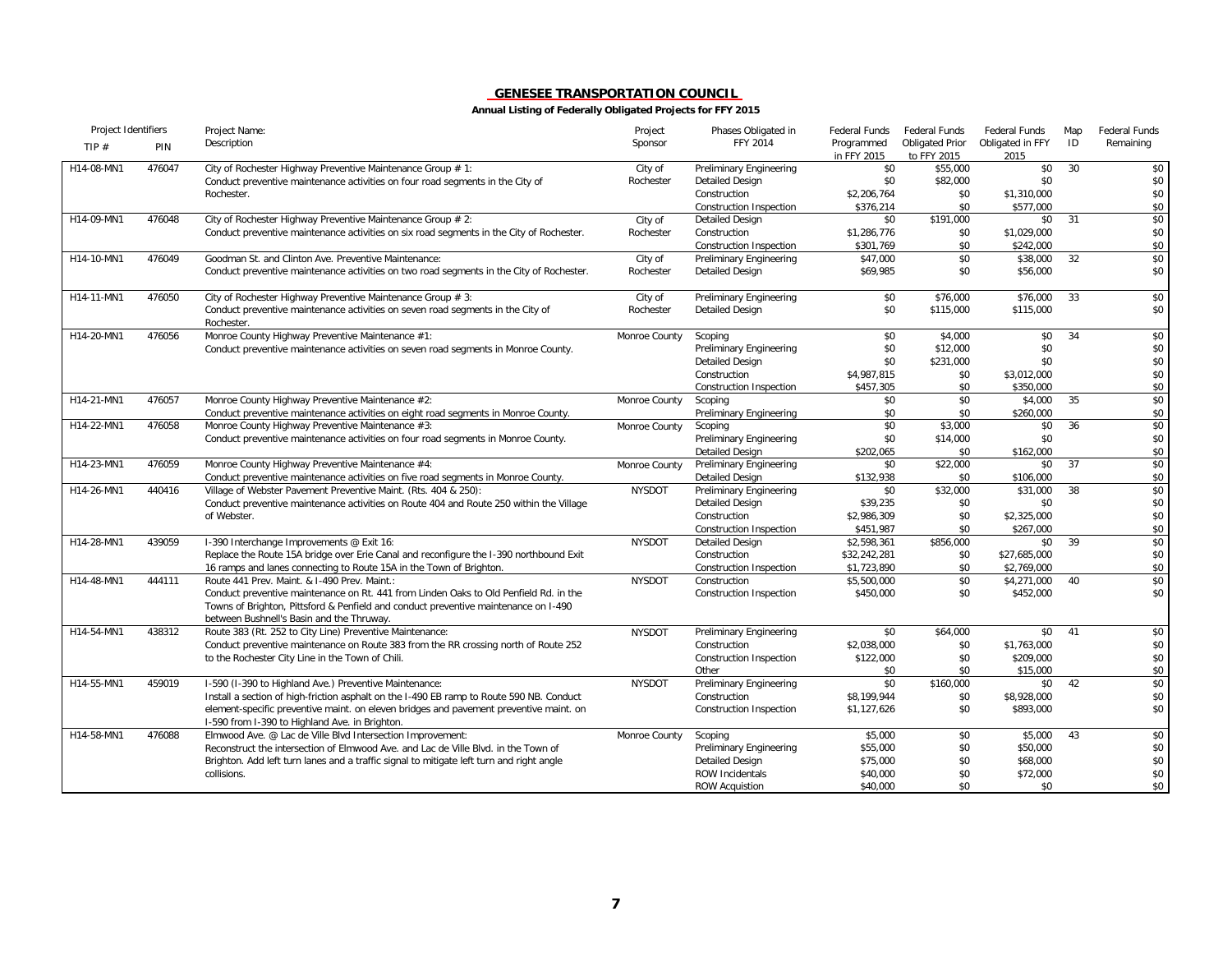## GENESEE TRANSPORTATION COUNCIL

**Annual Listing of Federally Obligated Projects for FFY 2015**

| Project Identifiers TIP # | PIN | Project Name: Description | Project Sponsor | Phases Obligated in FFY 2014 | Federal Funds Programmed in FFY 2015 | Federal Funds Obligated Prior to FFY 2015 | Federal Funds Obligated in FFY 2015 | Map ID | Federal Funds Remaining |
|---|---|---|---|---|---|---|---|---|---|
| H14-08-MN1 | 476047 | City of Rochester Highway Preventive Maintenance Group # 1: Conduct preventive maintenance activities on four road segments in the City of Rochester. | City of Rochester | Preliminary Engineering | $0 | $55,000 | $0 | 30 | $0 |
| | | | | Detailed Design | $0 | $82,000 | $0 | | $0 |
| | | | | Construction | $2,206,764 | $0 | $1,310,000 | | $0 |
| | | | | Construction Inspection | $376,214 | $0 | $577,000 | | $0 |
| H14-09-MN1 | 476048 | City of Rochester Highway Preventive Maintenance Group # 2: Conduct preventive maintenance activities on six road segments in the City of Rochester. | City of Rochester | Detailed Design | $0 | $191,000 | $0 | 31 | $0 |
| | | | | Construction | $1,286,776 | $0 | $1,029,000 | | $0 |
| | | | | Construction Inspection | $301,769 | $0 | $242,000 | | $0 |
| H14-10-MN1 | 476049 | Goodman St. and Clinton Ave. Preventive Maintenance: Conduct preventive maintenance activities on two road segments in the City of Rochester. | City of Rochester | Preliminary Engineering | $47,000 | $0 | $38,000 | 32 | $0 |
| | | | | Detailed Design | $69,985 | $0 | $56,000 | | $0 |
| H14-11-MN1 | 476050 | City of Rochester Highway Preventive Maintenance Group # 3: Conduct preventive maintenance activities on seven road segments in the City of Rochester. | City of Rochester | Preliminary Engineering | $0 | $76,000 | $76,000 | 33 | $0 |
| | | | | Detailed Design | $0 | $115,000 | $115,000 | | $0 |
| H14-20-MN1 | 476056 | Monroe County Highway Preventive Maintenance #1: Conduct preventive maintenance activities on seven road segments in Monroe County. | Monroe County | Scoping | $0 | $4,000 | $0 | 34 | $0 |
| | | | | Preliminary Engineering | $0 | $12,000 | $0 | | $0 |
| | | | | Detailed Design | $0 | $231,000 | $0 | | $0 |
| | | | | Construction | $4,987,815 | $0 | $3,012,000 | | $0 |
| | | | | Construction Inspection | $457,305 | $0 | $350,000 | | $0 |
| H14-21-MN1 | 476057 | Monroe County Highway Preventive Maintenance #2: Conduct preventive maintenance activities on eight road segments in Monroe County. | Monroe County | Scoping | $0 | $0 | $4,000 | 35 | $0 |
| | | | | Preliminary Engineering | $0 | $0 | $260,000 | | $0 |
| H14-22-MN1 | 476058 | Monroe County Highway Preventive Maintenance #3: Conduct preventive maintenance activities on four road segments in Monroe County. | Monroe County | Scoping | $0 | $3,000 | $0 | 36 | $0 |
| | | | | Preliminary Engineering | $0 | $14,000 | $0 | | $0 |
| | | | | Detailed Design | $202,065 | $0 | $162,000 | | $0 |
| H14-23-MN1 | 476059 | Monroe County Highway Preventive Maintenance #4: Conduct preventive maintenance activities on five road segments in Monroe County. | Monroe County | Preliminary Engineering | $0 | $22,000 | $0 | 37 | $0 |
| | | | | Detailed Design | $132,938 | $0 | $106,000 | | $0 |
| H14-26-MN1 | 440416 | Village of Webster Pavement Preventive Maint. (Rts. 404 & 250): Conduct preventive maintenance activities on Route 404 and Route 250 within the Village of Webster. | NYSDOT | Preliminary Engineering | $0 | $32,000 | $31,000 | 38 | $0 |
| | | | | Detailed Design | $39,235 | $0 | $0 | | $0 |
| | | | | Construction | $2,986,309 | $0 | $2,325,000 | | $0 |
| | | | | Construction Inspection | $451,987 | $0 | $267,000 | | $0 |
| H14-28-MN1 | 439059 | I-390 Interchange Improvements @ Exit 16: Replace the Route 15A bridge over Erie Canal and reconfigure the I-390 northbound Exit 16 ramps and lanes connecting to Route 15A in the Town of Brighton. | NYSDOT | Detailed Design | $2,598,361 | $856,000 | $0 | 39 | $0 |
| | | | | Construction | $32,242,281 | $0 | $27,685,000 | | $0 |
| | | | | Construction Inspection | $1,723,890 | $0 | $2,769,000 | | $0 |
| H14-48-MN1 | 444111 | Route 441 Prev. Maint. & I-490 Prev. Maint.: Conduct preventive maintenance on Rt. 441 from Linden Oaks to Old Penfield Rd. in the Towns of Brighton, Pittsford & Penfield and conduct preventive maintenance on I-490 between Bushnell's Basin and the Thruway. | NYSDOT | Construction | $5,500,000 | $0 | $4,271,000 | 40 | $0 |
| | | | | Construction Inspection | $450,000 | $0 | $452,000 | | $0 |
| H14-54-MN1 | 438312 | Route 383 (Rt. 252 to City Line) Preventive Maintenance: Conduct preventive maintenance on Route 383 from the RR crossing north of Route 252 to the Rochester City Line in the Town of Chili. | NYSDOT | Preliminary Engineering | $0 | $64,000 | $0 | 41 | $0 |
| | | | | Construction | $2,038,000 | $0 | $1,763,000 | | $0 |
| | | | | Construction Inspection | $122,000 | $0 | $209,000 | | $0 |
| | | | | Other | $0 | $0 | $15,000 | | $0 |
| H14-55-MN1 | 459019 | I-590 (I-390 to Highland Ave.) Preventive Maintenance: Install a section of high-friction asphalt on the I-490 EB ramp to Route 590 NB. Conduct element-specific preventive maint. on eleven bridges and pavement preventive maint. on I-590 from I-390 to Highland Ave. in Brighton. | NYSDOT | Preliminary Engineering | $0 | $160,000 | $0 | 42 | $0 |
| | | | | Construction | $8,199,944 | $0 | $8,928,000 | | $0 |
| | | | | Construction Inspection | $1,127,626 | $0 | $893,000 | | $0 |
| H14-58-MN1 | 476088 | Elmwood Ave. @ Lac de Ville Blvd Intersection Improvement: Reconstruct the intersection of Elmwood Ave. and Lac de Ville Blvd. in the Town of Brighton. Add left turn lanes and a traffic signal to mitigate left turn and right angle collisions. | Monroe County | Scoping | $5,000 | $0 | $5,000 | 43 | $0 |
| | | | | Preliminary Engineering | $55,000 | $0 | $50,000 | | $0 |
| | | | | Detailed Design | $75,000 | $0 | $68,000 | | $0 |
| | | | | ROW Incidentals | $40,000 | $0 | $72,000 | | $0 |
| | | | | ROW Acquistion | $40,000 | $0 | $0 | | $0 |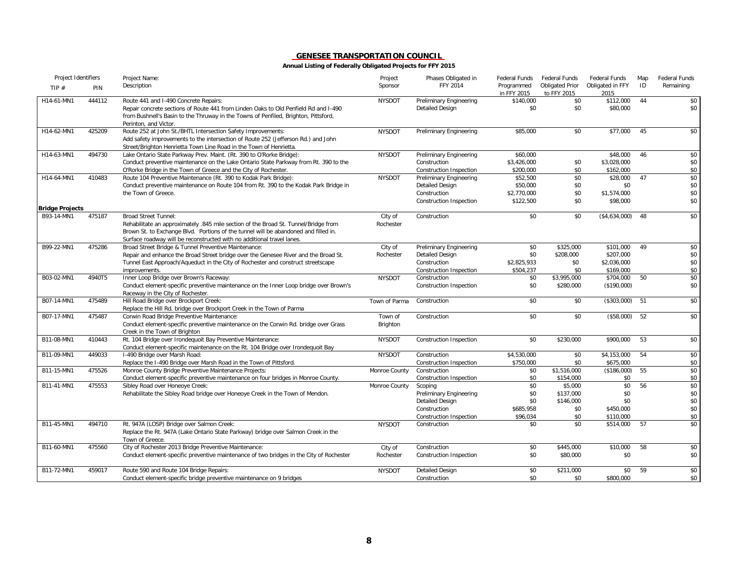# GENESEE TRANSPORTATION COUNCIL

**Annual Listing of Federally Obligated Projects for FFY 2015**

| Project Identifiers TIP # | PIN | Project Name: Description | Project Sponsor | Phases Obligated in FFY 2014 | Federal Funds Programmed in FFY 2015 | Federal Funds Obligated Prior to FFY 2015 | Federal Funds Obligated in FFY 2015 | Map ID | Federal Funds Remaining |
|---|---|---|---|---|---|---|---|---|---|
| H14-61-MN1 | 444112 | Route 441 and I-490 Concrete Repairs: Repair concrete sections of Route 441 from Linden Oaks to Old Penfield Rd and I-490 from Bushnell's Basin to the Thruway in the Towns of Penfiled, Brighton, Pittsford, Perinton, and Victor. | NYSDOT | Preliminary Engineering | $140,000 | $0 | $112,000 | 44 | $0 |
| | | | | Detailed Design | $0 | $0 | $80,000 | | $0 |
| H14-62-MN1 | 425209 | Route 252 at John St./BHTL Intersection Safety Improvements: Add safety improvements to the intersection of Route 252 (Jefferson Rd.) and John Street/Brighton Henrietta Town Line Road in the Town of Henrietta. | NYSDOT | Preliminary Engineering | $85,000 | $0 | $77,000 | 45 | $0 |
| H14-63-MN1 | 494730 | Lake Ontario State Parkway Prev. Maint. (Rt. 390 to O'Rorke Bridge): Conduct preventive maintenance on the Lake Ontario State Parkway from Rt. 390 to the O'Rorke Bridge in the Town of Greece and the City of Rochester. | NYSDOT | Preliminary Engineering | $60,000 | | $48,000 | 46 | $0 |
| | | | | Construction | $3,426,000 | $0 | $3,028,000 | | $0 |
| | | | | Construction Inspection | $200,000 | $0 | $162,000 | | $0 |
| H14-64-MN1 | 410483 | Route 104 Preventive Maintenance (Rt. 390 to Kodak Park Bridge): Conduct preventive maintenance on Route 104 from Rt. 390 to the Kodak Park Bridge in the Town of Greece. | NYSDOT | Preliminary Engineering | $52,500 | $0 | $28,000 | 47 | $0 |
| | | | | Detailed Design | $50,000 | $0 | $0 | | $0 |
| | | | | Construction | $2,770,000 | $0 | $1,574,000 | | $0 |
| | | | | Construction Inspection | $122,500 | $0 | $98,000 | | $0 |
| **Bridge Projects** | | | | | | | | | |
| B93-14-MN1 | 475187 | Broad Street Tunnel: Rehabilitate an approximately .845 mile section of the Broad St. Tunnel/Bridge from Brown St. to Exchange Blvd. Portions of the tunnel will be abandoned and filled in. Surface roadway will be reconstructed with no additional travel lanes. | City of Rochester | Construction | $0 | $0 | ($4,634,000) | 48 | $0 |
| B99-22-MN1 | 475286 | Broad Street Bridge & Tunnel Preventive Maintenance: Repair and enhance the Broad Street bridge over the Genesee River and the Broad St. Tunnel East Approach/Aqueduct in the City of Rochester and construct streetscape improvements. | City of Rochester | Preliminary Engineering | $0 | $325,000 | $101,000 | 49 | $0 |
| | | | | Detailed Design | $0 | $208,000 | $207,000 | | $0 |
| | | | | Construction | $2,825,933 | $0 | $2,036,000 | | $0 |
| | | | | Construction Inspection | $504,237 | $0 | $169,000 | | $0 |
| B03-02-MN1 | 4940T5 | Inner Loop Bridge over Brown's Raceway: Conduct element-specific preventive maintenance on the Inner Loop bridge over Brown's Raceway in the City of Rochester. | NYSDOT | Construction | $0 | $3,995,000 | $704,000 | 50 | $0 |
| | | | | Construction Inspection | $0 | $280,000 | ($190,000) | | $0 |
| B07-14-MN1 | 475489 | Hill Road Bridge over Brockport Creek: Replace the Hill Rd. bridge over Brockport Creek in the Town of Parma | Town of Parma | Construction | $0 | $0 | ($303,000) | 51 | $0 |
| B07-17-MN1 | 475487 | Corwin Road Bridge Preventive Maintenance: Conduct element-specific preventive maintenance on the Corwin Rd. bridge over Grass Creek in the Town of Brighton | Town of Brighton | Construction | $0 | $0 | ($58,000) | 52 | $0 |
| B11-08-MN1 | 410443 | Rt. 104 Bridge over Irondequoit Bay Preventive Maintenance: Conduct element-specific maintenance on the Rt. 104 Bridge over Irondequoit Bay | NYSDOT | Construction Inspection | $0 | $230,000 | $900,000 | 53 | $0 |
| B11-09-MN1 | 449033 | I-490 Bridge over Marsh Road: Replace the I-490 Bridge over Marsh Road in the Town of Pittsford. | NYSDOT | Construction | $4,530,000 | $0 | $4,153,000 | 54 | $0 |
| | | | | Construction Inspection | $750,000 | $0 | $675,000 | | $0 |
| B11-15-MN1 | 475526 | Monroe County Bridge Preventive Maintenance Projects: Conduct element-specific preventive maintenance on four bridges in Monroe County. | Monroe County | Construction | $0 | $1,516,000 | ($186,000) | 55 | $0 |
| | | | | Construction Inspection | $0 | $154,000 | $0 | | $0 |
| B11-41-MN1 | 475553 | Sibley Road over Honeoye Creek: Rehabilitate the Sibley Road bridge over Honeoye Creek in the Town of Mendon. | Monroe County | Scoping | $0 | $5,000 | $0 | 56 | $0 |
| | | | | Preliminary Engineering | $0 | $137,000 | $0 | | $0 |
| | | | | Detailed Design | $0 | $146,000 | $0 | | $0 |
| | | | | Construction | $685,958 | $0 | $450,000 | | $0 |
| | | | | Construction Inspection | $96,034 | $0 | $110,000 | | $0 |
| B11-45-MN1 | 494710 | Rt. 947A (LOSP) Bridge over Salmon Creek: Replace the Rt. 947A (Lake Ontario State Parkway) bridge over Salmon Creek in the Town of Greece. | NYSDOT | Construction | $0 | $0 | $514,000 | 57 | $0 |
| B11-60-MN1 | 475560 | City of Rochester 2013 Bridge Preventive Maintenance: Conduct element-specific preventive maintenance of two bridges in the City of Rochester | City of Rochester | Construction | $0 | $445,000 | $10,000 | 58 | $0 |
| | | | | Construction Inspection | $0 | $80,000 | $0 | | $0 |
| B11-72-MN1 | 459017 | Route 590 and Route 104 Bridge Repairs: Conduct element-specific bridge preventive maintenance on 9 bridges | NYSDOT | Detailed Design | $0 | $211,000 | $0 | 59 | $0 |
| | | | | Construction | $0 | $0 | $800,000 | | $0 |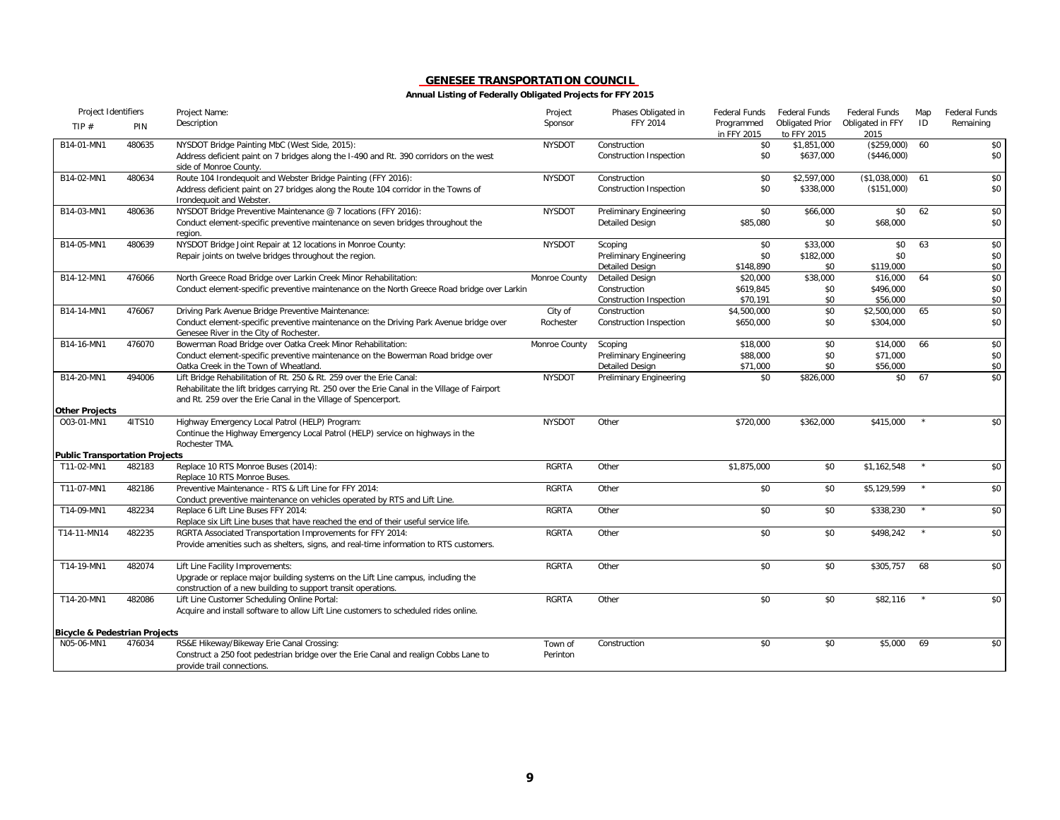## GENESEE TRANSPORTATION COUNCIL

**Annual Listing of Federally Obligated Projects for FFY 2015**

| Project Identifiers TIP # | PIN | Project Name: Description | Project Sponsor | Phases Obligated in FFY 2014 | Federal Funds Programmed in FFY 2015 | Federal Funds Obligated Prior to FFY 2015 | Federal Funds Obligated in FFY 2015 | Map ID | Federal Funds Remaining |
|---|---|---|---|---|---|---|---|---|---|
| B14-01-MN1 | 480635 | NYSDOT Bridge Painting MbC (West Side, 2015): Address deficient paint on 7 bridges along the I-490 and Rt. 390 corridors on the west side of Monroe County. | NYSDOT | Construction | $0 | $1,851,000 | ($259,000) | 60 | $0 |
| | | | | Construction Inspection | $0 | $637,000 | ($446,000) | | $0 |
| B14-02-MN1 | 480634 | Route 104 Irondequoit and Webster Bridge Painting (FFY 2016): Address deficient paint on 27 bridges along the Route 104 corridor in the Towns of Irondequoit and Webster. | NYSDOT | Construction | $0 | $2,597,000 | ($1,038,000) | 61 | $0 |
| | | | | Construction Inspection | $0 | $338,000 | ($151,000) | | $0 |
| B14-03-MN1 | 480636 | NYSDOT Bridge Preventive Maintenance @ 7 locations (FFY 2016): Conduct element-specific preventive maintenance on seven bridges throughout the region. | NYSDOT | Preliminary Engineering | $0 | $66,000 | $0 | 62 | $0 |
| | | | | Detailed Design | $85,080 | $0 | $68,000 | | $0 |
| B14-05-MN1 | 480639 | NYSDOT Bridge Joint Repair at 12 locations in Monroe County: Repair joints on twelve bridges throughout the region. | NYSDOT | Scoping | $0 | $33,000 | $0 | 63 | $0 |
| | | | | Preliminary Engineering | $0 | $182,000 | $0 | | $0 |
| | | | | Detailed Design | $148,890 | $0 | $119,000 | | $0 |
| B14-12-MN1 | 476066 | North Greece Road Bridge over Larkin Creek Minor Rehabilitation: Conduct element-specific preventive maintenance on the North Greece Road bridge over Larkin | Monroe County | Detailed Design | $20,000 | $38,000 | $16,000 | 64 | $0 |
| | | | | Construction | $619,845 | $0 | $496,000 | | $0 |
| | | | | Construction Inspection | $70,191 | $0 | $56,000 | | $0 |
| B14-14-MN1 | 476067 | Driving Park Avenue Bridge Preventive Maintenance: Conduct element-specific preventive maintenance on the Driving Park Avenue bridge over Genesee River in the City of Rochester. | City of Rochester | Construction | $4,500,000 | $0 | $2,500,000 | 65 | $0 |
| | | | | Construction Inspection | $650,000 | $0 | $304,000 | | $0 |
| B14-16-MN1 | 476070 | Bowerman Road Bridge over Oatka Creek Minor Rehabilitation: Conduct element-specific preventive maintenance on the Bowerman Road bridge over Oatka Creek in the Town of Wheatland. | Monroe County | Scoping | $18,000 | $0 | $14,000 | 66 | $0 |
| | | | | Preliminary Engineering | $88,000 | $0 | $71,000 | | $0 |
| | | | | Detailed Design | $71,000 | $0 | $56,000 | | $0 |
| B14-20-MN1 | 494006 | Lift Bridge Rehabilitation of Rt. 250 & Rt. 259 over the Erie Canal: Rehabilitate the lift bridges carrying Rt. 250 over the Erie Canal in the Village of Fairport and Rt. 259 over the Erie Canal in the Village of Spencerport. | NYSDOT | Preliminary Engineering | $0 | $826,000 | $0 | 67 | $0 |
| **Other Projects** | | | | | | | | | |
| O03-01-MN1 | 4ITS10 | Highway Emergency Local Patrol (HELP) Program: Continue the Highway Emergency Local Patrol (HELP) service on highways in the Rochester TMA. | NYSDOT | Other | $720,000 | $362,000 | $415,000 | * | $0 |
| **Public Transportation Projects** | | | | | | | | | |
| T11-02-MN1 | 482183 | Replace 10 RTS Monroe Buses (2014): Replace 10 RTS Monroe Buses. | RGRTA | Other | $1,875,000 | $0 | $1,162,548 | * | $0 |
| T11-07-MN1 | 482186 | Preventive Maintenance - RTS & Lift Line for FFY 2014: Conduct preventive maintenance on vehicles operated by RTS and Lift Line. | RGRTA | Other | $0 | $0 | $5,129,599 | * | $0 |
| T14-09-MN1 | 482234 | Replace 6 Lift Line Buses FFY 2014: Replace six Lift Line buses that have reached the end of their useful service life. | RGRTA | Other | $0 | $0 | $338,230 | * | $0 |
| T14-11-MN14 | 482235 | RGRTA Associated Transportation Improvements for FFY 2014: Provide amenities such as shelters, signs, and real-time information to RTS customers. | RGRTA | Other | $0 | $0 | $498,242 | * | $0 |
| T14-19-MN1 | 482074 | Lift Line Facility Improvements: Upgrade or replace major building systems on the Lift Line campus, including the construction of a new building to support transit operations. | RGRTA | Other | $0 | $0 | $305,757 | 68 | $0 |
| T14-20-MN1 | 482086 | Lift Line Customer Scheduling Online Portal: Acquire and install software to allow Lift Line customers to scheduled rides online. | RGRTA | Other | $0 | $0 | $82,116 | * | $0 |
| **Bicycle & Pedestrian Projects** | | | | | | | | | |
| N05-06-MN1 | 476034 | RS&E Hikeway/Bikeway Erie Canal Crossing: Construct a 250 foot pedestrian bridge over the Erie Canal and realign Cobbs Lane to provide trail connections. | Town of Perinton | Construction | $0 | $0 | $5,000 | 69 | $0 |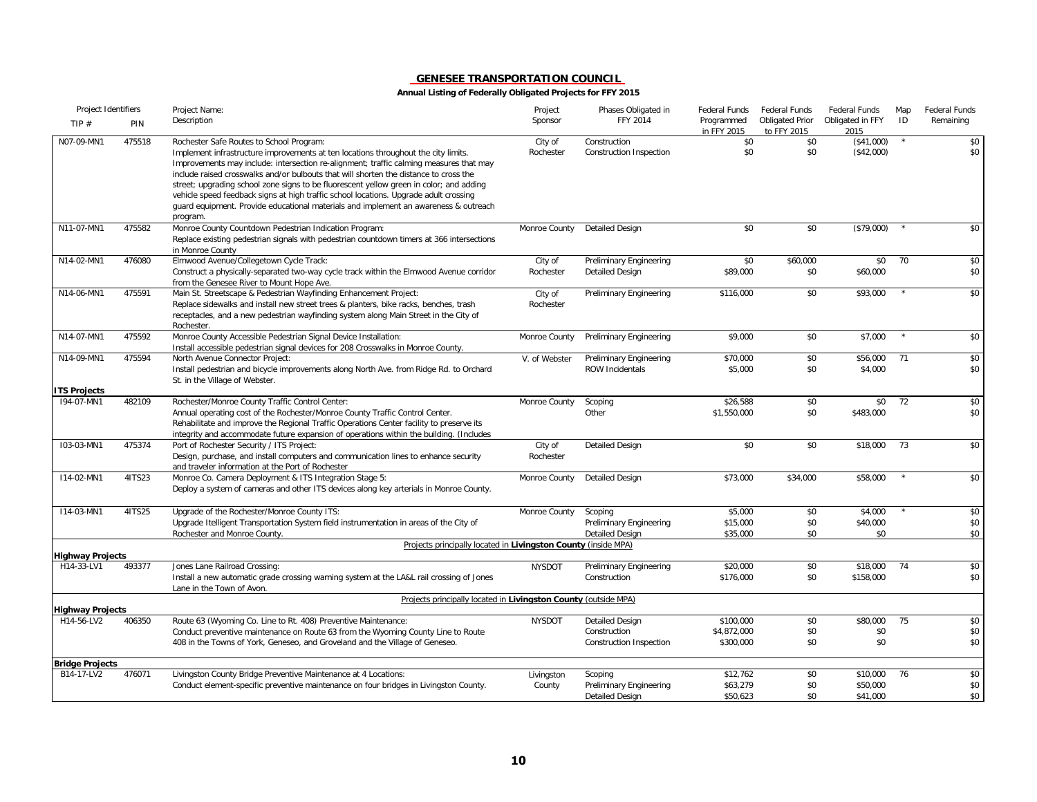## GENESEE TRANSPORTATION COUNCIL

**Annual Listing of Federally Obligated Projects for FFY 2015**

| Project Identifiers TIP # | PIN | Project Name: Description | Project Sponsor | Phases Obligated in FFY 2014 | Federal Funds Programmed in FFY 2015 | Federal Funds Obligated Prior to FFY 2015 | Federal Funds Obligated in FFY 2015 | Map ID | Federal Funds Remaining |
|---|---|---|---|---|---|---|---|---|---|
| N07-09-MN1 | 475518 | Rochester Safe Routes to School Program: Implement infrastructure improvements at ten locations throughout the city limits. Improvements may include: intersection re-alignment; traffic calming measures that may include raised crosswalks and/or bulbouts that will shorten the distance to cross the street; upgrading school zone signs to be fluorescent yellow green in color; and adding vehicle speed feedback signs at high traffic school locations. Upgrade adult crossing guard equipment. Provide educational materials and implement an awareness & outreach program. | City of Rochester | Construction | $0 | $0 | ($41,000) | * | $0 |
| | | | | Construction Inspection | $0 | $0 | ($42,000) | | $0 |
| N11-07-MN1 | 475582 | Monroe County Countdown Pedestrian Indication Program: Replace existing pedestrian signals with pedestrian countdown timers at 366 intersections in Monroe County | Monroe County | Detailed Design | $0 | $0 | ($79,000) | * | $0 |
| N14-02-MN1 | 476080 | Elmwood Avenue/Collegetown Cycle Track: Construct a physically-separated two-way cycle track within the Elmwood Avenue corridor from the Genesee River to Mount Hope Ave. | City of Rochester | Preliminary Engineering | $0 | $60,000 | $0 | 70 | $0 |
| | | | | Detailed Design | $89,000 | $0 | $60,000 | | $0 |
| N14-06-MN1 | 475591 | Main St. Streetscape & Pedestrian Wayfinding Enhancement Project: Replace sidewalks and install new street trees & planters, bike racks, benches, trash receptacles, and a new pedestrian wayfinding system along Main Street in the City of Rochester. | City of Rochester | Preliminary Engineering | $116,000 | $0 | $93,000 | * | $0 |
| N14-07-MN1 | 475592 | Monroe County Accessible Pedestrian Signal Device Installation: Install accessible pedestrian signal devices for 208 Crosswalks in Monroe County. | Monroe County | Preliminary Engineering | $9,000 | $0 | $7,000 | * | $0 |
| N14-09-MN1 | 475594 | North Avenue Connector Project: Install pedestrian and bicycle improvements along North Ave. from Ridge Rd. to Orchard St. in the Village of Webster. | V. of Webster | Preliminary Engineering | $70,000 | $0 | $56,000 | 71 | $0 |
| | | | | ROW Incidentals | $5,000 | $0 | $4,000 | | $0 |
| **ITS Projects** | | | | | | | | | |
| I94-07-MN1 | 482109 | Rochester/Monroe County Traffic Control Center: Annual operating cost of the Rochester/Monroe County Traffic Control Center. Rehabilitate and improve the Regional Traffic Operations Center facility to preserve its integrity and accommodate future expansion of operations within the building. (Includes | Monroe County | Scoping | $26,588 | $0 | $0 | 72 | $0 |
| | | | | Other | $1,550,000 | $0 | $483,000 | | $0 |
| I03-03-MN1 | 475374 | Port of Rochester Security / ITS Project: Design, purchase, and install computers and communication lines to enhance security and traveler information at the Port of Rochester | City of Rochester | Detailed Design | $0 | $0 | $18,000 | 73 | $0 |
| I14-02-MN1 | 4ITS23 | Monroe Co. Camera Deployment & ITS Integration Stage 5: Deploy a system of cameras and other ITS devices along key arterials in Monroe County. | Monroe County | Detailed Design | $73,000 | $34,000 | $58,000 | * | $0 |
| I14-03-MN1 | 4ITS25 | Upgrade of the Rochester/Monroe County ITS: Upgrade Itelligent Transportation System field instrumentation in areas of the City of Rochester and Monroe County. | Monroe County | Scoping | $5,000 | $0 | $4,000 | * | $0 |
| | | | | Preliminary Engineering | $15,000 | $0 | $40,000 | | $0 |
| | | | | Detailed Design | $35,000 | $0 | $0 | | $0 |
| | | Projects principally located in **Livingston County** (inside MPA) | | | | | | | |
| **Highway Projects** | | | | | | | | | |
| H14-33-LV1 | 493377 | Jones Lane Railroad Crossing: Install a new automatic grade crossing warning system at the LA&L rail crossing of Jones Lane in the Town of Avon. | NYSDOT | Preliminary Engineering | $20,000 | $0 | $18,000 | 74 | $0 |
| | | | | Construction | $176,000 | $0 | $158,000 | | $0 |
| | | Projects principally located in **Livingston County** (outside MPA) | | | | | | | |
| **Highway Projects** | | | | | | | | | |
| H14-56-LV2 | 406350 | Route 63 (Wyoming Co. Line to Rt. 408) Preventive Maintenance: Conduct preventive maintenance on Route 63 from the Wyoming County Line to Route 408 in the Towns of York, Geneseo, and Groveland and the Village of Geneseo. | NYSDOT | Detailed Design | $100,000 | $0 | $80,000 | 75 | $0 |
| | | | | Construction | $4,872,000 | $0 | $0 | | $0 |
| | | | | Construction Inspection | $300,000 | $0 | $0 | | $0 |
| **Bridge Projects** | | | | | | | | | |
| B14-17-LV2 | 476071 | Livingston County Bridge Preventive Maintenance at 4 Locations: Conduct element-specific preventive maintenance on four bridges in Livingston County. | Livingston County | Scoping | $12,762 | $0 | $10,000 | 76 | $0 |
| | | | | Preliminary Engineering | $63,279 | $0 | $50,000 | | $0 |
| | | | | Detailed Design | $50,623 | $0 | $41,000 | | $0 |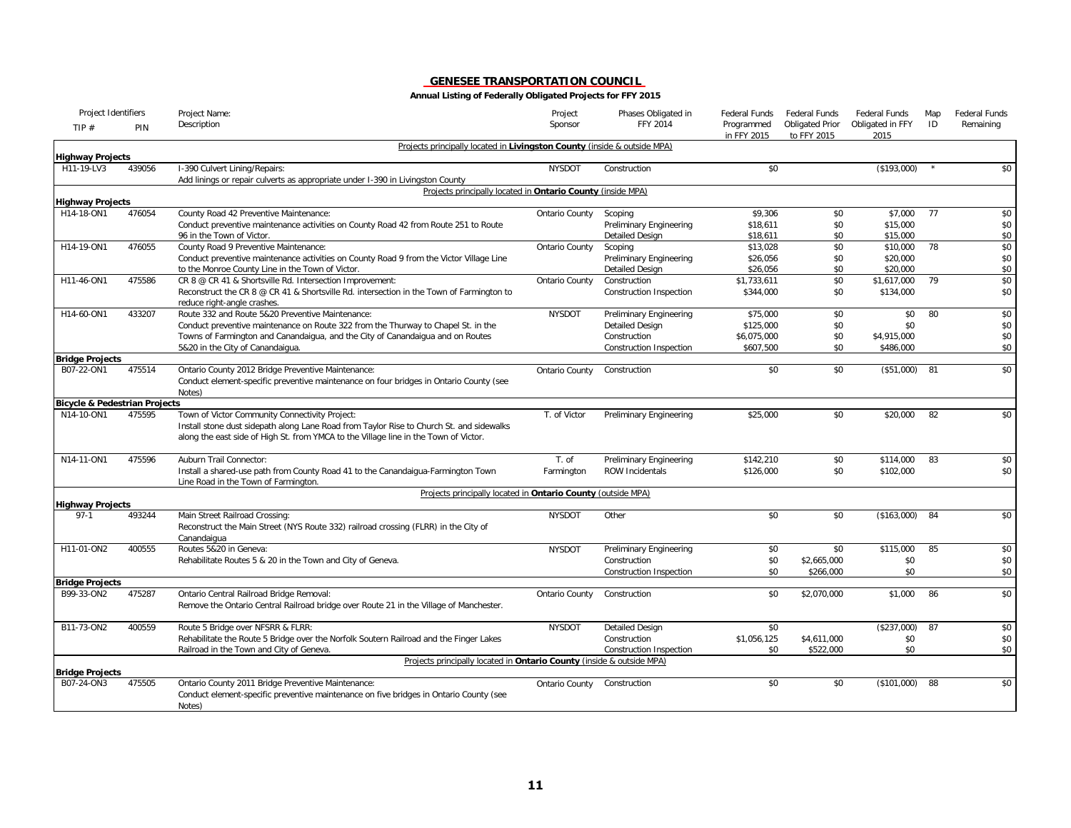# GENESEE TRANSPORTATION COUNCIL

**Annual Listing of Federally Obligated Projects for FFY 2015**

| TIP # | PIN | Project Name: Description | Project Sponsor | Phases Obligated in FFY 2014 | Federal Funds Programmed in FFY 2015 | Federal Funds Obligated Prior to FFY 2015 | Federal Funds Obligated in FFY 2015 | Map ID | Federal Funds Remaining |
|---|---|---|---|---|---|---|---|---|---|
| | | Projects principally located in **Livingston County** (inside & outside MPA) | | | | | | | |
| **Highway Projects** | | | | | | | | | |
| H11-19-LV3 | 439056 | I-390 Culvert Lining/Repairs: Add linings or repair culverts as appropriate under I-390 in Livingston County | NYSDOT | Construction | $0 | | ($193,000) | * | $0 |
| | | Projects principally located in **Ontario County** (inside MPA) | | | | | | | |
| **Highway Projects** | | | | | | | | | |
| H14-18-ON1 | 476054 | County Road 42 Preventive Maintenance: Conduct preventive maintenance activities on County Road 42 from Route 251 to Route 96 in the Town of Victor. | Ontario County | Scoping | $9,306 | $0 | $7,000 | 77 | $0 |
| | | | | Preliminary Engineering | $18,611 | $0 | $15,000 | | $0 |
| | | | | Detailed Design | $18,611 | $0 | $15,000 | | $0 |
| H14-19-ON1 | 476055 | County Road 9 Preventive Maintenance: Conduct preventive maintenance activities on County Road 9 from the Victor Village Line to the Monroe County Line in the Town of Victor. | Ontario County | Scoping | $13,028 | $0 | $10,000 | 78 | $0 |
| | | | | Preliminary Engineering | $26,056 | $0 | $20,000 | | $0 |
| | | | | Detailed Design | $26,056 | $0 | $20,000 | | $0 |
| H11-46-ON1 | 475586 | CR 8 @ CR 41 & Shortsville Rd. Intersection Improvement: Reconstruct the CR 8 @ CR 41 & Shortsville Rd. intersection in the Town of Farmington to reduce right-angle crashes. | Ontario County | Construction | $1,733,611 | $0 | $1,617,000 | 79 | $0 |
| | | | | Construction Inspection | $344,000 | $0 | $134,000 | | $0 |
| H14-60-ON1 | 433207 | Route 332 and Route 5&20 Preventive Maintenance: Conduct preventive maintenance on Route 322 from the Thurway to Chapel St. in the Towns of Farmington and Canandaigua, and the City of Canandaigua and on Routes 5&20 in the City of Canandaigua. | NYSDOT | Preliminary Engineering | $75,000 | $0 | $0 | 80 | $0 |
| | | | | Detailed Design | $125,000 | $0 | $0 | | $0 |
| | | | | Construction | $6,075,000 | $0 | $4,915,000 | | $0 |
| | | | | Construction Inspection | $607,500 | $0 | $486,000 | | $0 |
| **Bridge Projects** | | | | | | | | | |
| B07-22-ON1 | 475514 | Ontario County 2012 Bridge Preventive Maintenance: Conduct element-specific preventive maintenance on four bridges in Ontario County (see Notes) | Ontario County | Construction | $0 | $0 | ($51,000) | 81 | $0 |
| **Bicycle & Pedestrian Projects** | | | | | | | | | |
| N14-10-ON1 | 475595 | Town of Victor Community Connectivity Project: Install stone dust sidepath along Lane Road from Taylor Rise to Church St. and sidewalks along the east side of High St. from YMCA to the Village line in the Town of Victor. | T. of Victor | Preliminary Engineering | $25,000 | $0 | $20,000 | 82 | $0 |
| N14-11-ON1 | 475596 | Auburn Trail Connector: Install a shared-use path from County Road 41 to the Canandaigua-Farmington Town Line Road in the Town of Farmington. | T. of Farmington | Preliminary Engineering | $142,210 | $0 | $114,000 | 83 | $0 |
| | | | | ROW Incidentals | $126,000 | $0 | $102,000 | | $0 |
| | | Projects principally located in **Ontario County** (outside MPA) | | | | | | | |
| **Highway Projects** | | | | | | | | | |
| 97-1 | 493244 | Main Street Railroad Crossing: Reconstruct the Main Street (NYS Route 332) railroad crossing (FLRR) in the City of Canandaigua | NYSDOT | Other | $0 | $0 | ($163,000) | 84 | $0 |
| H11-01-ON2 | 400555 | Routes 5&20 in Geneva: Rehabilitate Routes 5 & 20 in the Town and City of Geneva. | NYSDOT | Preliminary Engineering | $0 | $0 | $115,000 | 85 | $0 |
| | | | | Construction | $0 | $2,665,000 | $0 | | $0 |
| | | | | Construction Inspection | $0 | $266,000 | $0 | | $0 |
| **Bridge Projects** | | | | | | | | | |
| B99-33-ON2 | 475287 | Ontario Central Railroad Bridge Removal: Remove the Ontario Central Railroad bridge over Route 21 in the Village of Manchester. | Ontario County | Construction | $0 | $2,070,000 | $1,000 | 86 | $0 |
| B11-73-ON2 | 400559 | Route 5 Bridge over NFSRR & FLRR: Rehabilitate the Route 5 Bridge over the Norfolk Soutern Railroad and the Finger Lakes Railroad in the Town and City of Geneva. | NYSDOT | Detailed Design | $0 | | ($237,000) | 87 | $0 |
| | | | | Construction | $1,056,125 | $4,611,000 | $0 | | $0 |
| | | | | Construction Inspection | $0 | $522,000 | $0 | | $0 |
| | | Projects principally located in **Ontario County** (inside & outside MPA) | | | | | | | |
| **Bridge Projects** | | | | | | | | | |
| B07-24-ON3 | 475505 | Ontario County 2011 Bridge Preventive Maintenance: Conduct element-specific preventive maintenance on five bridges in Ontario County (see Notes) | Ontario County | Construction | $0 | $0 | ($101,000) | 88 | $0 |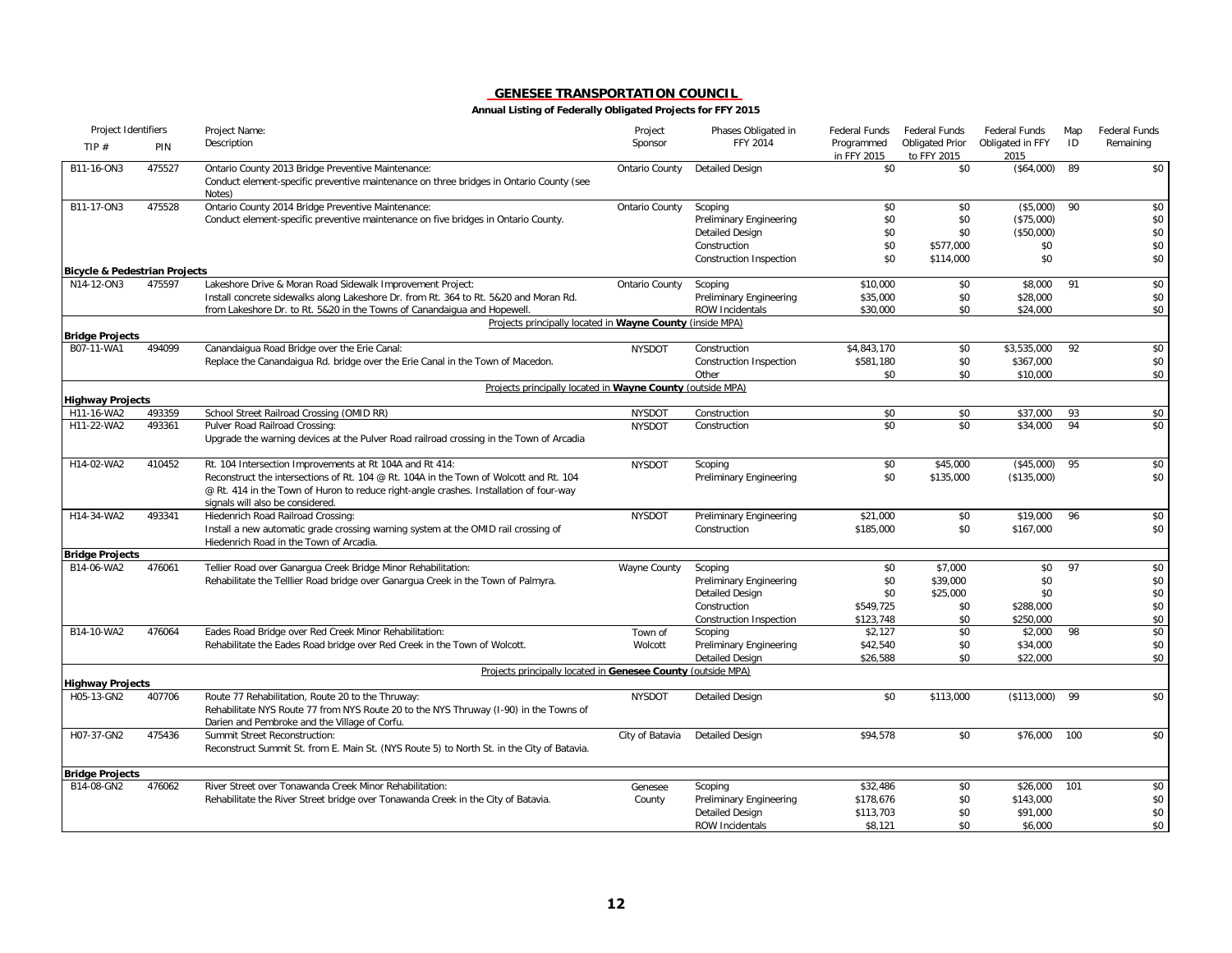## GENESEE TRANSPORTATION COUNCIL

**Annual Listing of Federally Obligated Projects for FFY 2015**

| Project Identifiers TIP # | PIN | Project Name: Description | Project Sponsor | Phases Obligated in FFY 2014 | Federal Funds Programmed in FFY 2015 | Federal Funds Obligated Prior to FFY 2015 | Federal Funds Obligated in FFY 2015 | Map ID | Federal Funds Remaining |
|---|---|---|---|---|---|---|---|---|---|
| B11-16-ON3 | 475527 | Ontario County 2013 Bridge Preventive Maintenance: Conduct element-specific preventive maintenance on three bridges in Ontario County (see Notes) | Ontario County | Detailed Design | $0 | $0 | ($64,000) | 89 | $0 |
| B11-17-ON3 | 475528 | Ontario County 2014 Bridge Preventive Maintenance: Conduct element-specific preventive maintenance on five bridges in Ontario County. | Ontario County | Scoping | $0 | $0 | ($5,000) | 90 | $0 |
| | | | | Preliminary Engineering | $0 | $0 | ($75,000) | | $0 |
| | | | | Detailed Design | $0 | $0 | ($50,000) | | $0 |
| | | | | Construction | $0 | $577,000 | $0 | | $0 |
| | | | | Construction Inspection | $0 | $114,000 | $0 | | $0 |
| **Bicycle & Pedestrian Projects** | | | | | | | | | |
| N14-12-ON3 | 475597 | Lakeshore Drive & Moran Road Sidewalk Improvement Project: Install concrete sidewalks along Lakeshore Dr. from Rt. 364 to Rt. 5&20 and Moran Rd. from Lakeshore Dr. to Rt. 5&20 in the Towns of Canandaigua and Hopewell. | Ontario County | Scoping | $10,000 | $0 | $8,000 | 91 | $0 |
| | | | | Preliminary Engineering | $35,000 | $0 | $28,000 | | $0 |
| | | | | ROW Incidentals | $30,000 | $0 | $24,000 | | $0 |
| | | Projects principally located in **Wayne County** (inside MPA) | | | | | | | |
| **Bridge Projects** | | | | | | | | | |
| B07-11-WA1 | 494099 | Canandaigua Road Bridge over the Erie Canal: Replace the Canandaigua Rd. bridge over the Erie Canal in the Town of Macedon. | NYSDOT | Construction | $4,843,170 | $0 | $3,535,000 | 92 | $0 |
| | | | | Construction Inspection | $581,180 | $0 | $367,000 | | $0 |
| | | | | Other | $0 | $0 | $10,000 | | $0 |
| | | Projects principally located in **Wayne County** (outside MPA) | | | | | | | |
| **Highway Projects** | | | | | | | | | |
| H11-16-WA2 | 493359 | School Street Railroad Crossing (OMID RR) | NYSDOT | Construction | $0 | $0 | $37,000 | 93 | $0 |
| H11-22-WA2 | 493361 | Pulver Road Railroad Crossing: Upgrade the warning devices at the Pulver Road railroad crossing in the Town of Arcadia | NYSDOT | Construction | $0 | $0 | $34,000 | 94 | $0 |
| H14-02-WA2 | 410452 | Rt. 104 Intersection Improvements at Rt 104A and Rt 414: Reconstruct the intersections of Rt. 104 @ Rt. 104A in the Town of Wolcott and Rt. 104 @ Rt. 414 in the Town of Huron to reduce right-angle crashes. Installation of four-way signals will also be considered. | NYSDOT | Scoping | $0 | $45,000 | ($45,000) | 95 | $0 |
| | | | | Preliminary Engineering | $0 | $135,000 | ($135,000) | | $0 |
| H14-34-WA2 | 493341 | Hiedenrich Road Railroad Crossing: Install a new automatic grade crossing warning system at the OMID rail crossing of Hiedenrich Road in the Town of Arcadia. | NYSDOT | Preliminary Engineering | $21,000 | $0 | $19,000 | 96 | $0 |
| | | | | Construction | $185,000 | $0 | $167,000 | | $0 |
| **Bridge Projects** | | | | | | | | | |
| B14-06-WA2 | 476061 | Tellier Road over Ganargua Creek Bridge Minor Rehabilitation: Rehabilitate the Telllier Road bridge over Ganargua Creek in the Town of Palmyra. | Wayne County | Scoping | $0 | $7,000 | $0 | 97 | $0 |
| | | | | Preliminary Engineering | $0 | $39,000 | $0 | | $0 |
| | | | | Detailed Design | $0 | $25,000 | $0 | | $0 |
| | | | | Construction | $549,725 | $0 | $288,000 | | $0 |
| | | | | Construction Inspection | $123,748 | $0 | $250,000 | | $0 |
| B14-10-WA2 | 476064 | Eades Road Bridge over Red Creek Minor Rehabilitation: Rehabilitate the Eades Road bridge over Red Creek in the Town of Wolcott. | Town of Wolcott | Scoping | $2,127 | $0 | $2,000 | 98 | $0 |
| | | | | Preliminary Engineering | $42,540 | $0 | $34,000 | | $0 |
| | | | | Detailed Design | $26,588 | $0 | $22,000 | | $0 |
| | | Projects principally located in **Genesee County** (outside MPA) | | | | | | | |
| **Highway Projects** | | | | | | | | | |
| H05-13-GN2 | 407706 | Route 77 Rehabilitation, Route 20 to the Thruway: Rehabilitate NYS Route 77 from NYS Route 20 to the NYS Thruway (I-90) in the Towns of Darien and Pembroke and the Village of Corfu. | NYSDOT | Detailed Design | $0 | $113,000 | ($113,000) | 99 | $0 |
| H07-37-GN2 | 475436 | Summit Street Reconstruction: Reconstruct Summit St. from E. Main St. (NYS Route 5) to North St. in the City of Batavia. | City of Batavia | Detailed Design | $94,578 | $0 | $76,000 | 100 | $0 |
| **Bridge Projects** | | | | | | | | | |
| B14-08-GN2 | 476062 | River Street over Tonawanda Creek Minor Rehabilitation: Rehabilitate the River Street bridge over Tonawanda Creek in the City of Batavia. | Genesee County | Scoping | $32,486 | $0 | $26,000 | 101 | $0 |
| | | | | Preliminary Engineering | $178,676 | $0 | $143,000 | | $0 |
| | | | | Detailed Design | $113,703 | $0 | $91,000 | | $0 |
| | | | | ROW Incidentals | $8,121 | $0 | $6,000 | | $0 |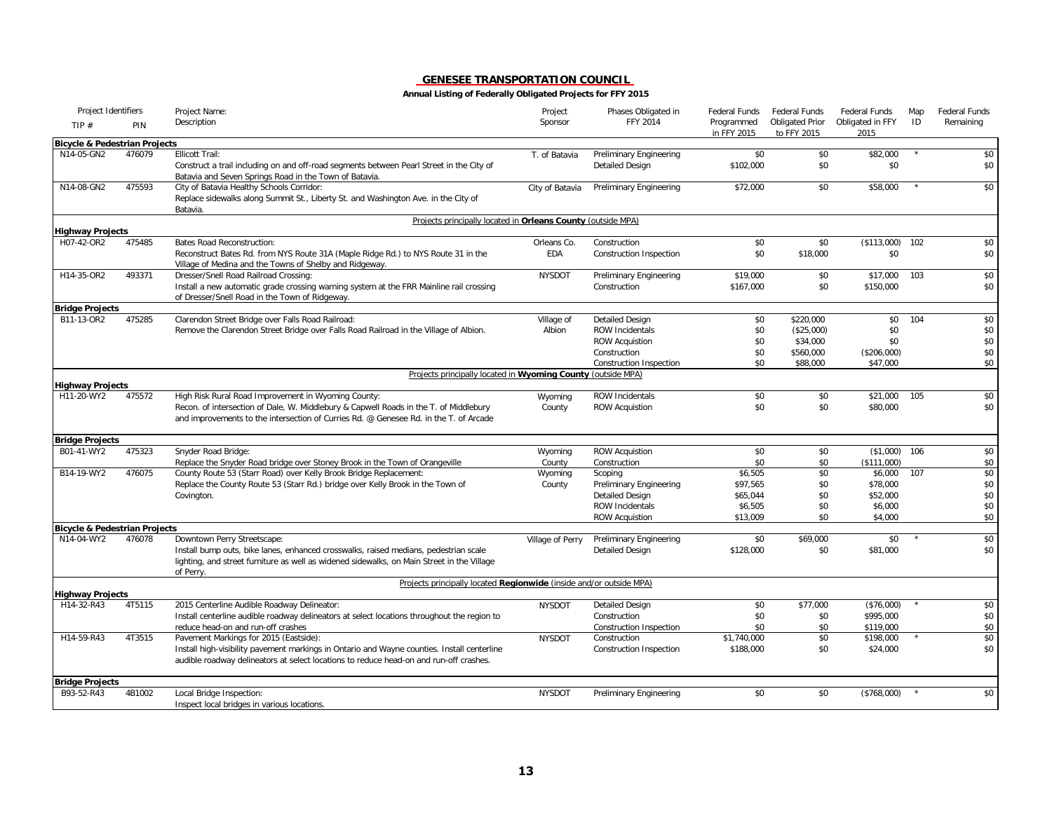## GENESEE TRANSPORTATION COUNCIL

**Annual Listing of Federally Obligated Projects for FFY 2015**

| TIP # | PIN | Project Name: Description | Project Sponsor | Phases Obligated in FFY 2014 | Federal Funds Programmed in FFY 2015 | Federal Funds Obligated Prior to FFY 2015 | Federal Funds Obligated in FFY 2015 | Map ID | Federal Funds Remaining |
|---|---|---|---|---|---|---|---|---|---|
| **Bicycle & Pedestrian Projects** | | | | | | | | | |
| N14-05-GN2 | 476079 | Ellicott Trail: Construct a trail including on and off-road segments between Pearl Street in the City of Batavia and Seven Springs Road in the Town of Batavia. | T. of Batavia | Preliminary Engineering | $0 | $0 | $82,000 | * | $0 |
| | | | | Detailed Design | $102,000 | $0 | $0 | | $0 |
| N14-08-GN2 | 475593 | City of Batavia Healthy Schools Corridor: Replace sidewalks along Summit St., Liberty St. and Washington Ave. in the City of Batavia. | City of Batavia | Preliminary Engineering | $72,000 | $0 | $58,000 | * | $0 |
| Projects principally located in **Orleans County** (outside MPA) | | | | | | | | | |
| **Highway Projects** | | | | | | | | | |
| H07-42-OR2 | 475485 | Bates Road Reconstruction: Reconstruct Bates Rd. from NYS Route 31A (Maple Ridge Rd.) to NYS Route 31 in the Village of Medina and the Towns of Shelby and Ridgeway. | Orleans Co. EDA | Construction | $0 | $0 | ($113,000) | 102 | $0 |
| | | | | Construction Inspection | $0 | $18,000 | $0 | | $0 |
| H14-35-OR2 | 493371 | Dresser/Snell Road Railroad Crossing: Install a new automatic grade crossing warning system at the FRR Mainline rail crossing of Dresser/Snell Road in the Town of Ridgeway. | NYSDOT | Preliminary Engineering | $19,000 | $0 | $17,000 | 103 | $0 |
| | | | | Construction | $167,000 | $0 | $150,000 | | $0 |
| **Bridge Projects** | | | | | | | | | |
| B11-13-OR2 | 475285 | Clarendon Street Bridge over Falls Road Railroad: Remove the Clarendon Street Bridge over Falls Road Railroad in the Village of Albion. | Village of Albion | Detailed Design | $0 | $220,000 | $0 | 104 | $0 |
| | | | | ROW Incidentals | $0 | ($25,000) | $0 | | $0 |
| | | | | ROW Acquisition | $0 | $34,000 | $0 | | $0 |
| | | | | Construction | $0 | $560,000 | ($206,000) | | $0 |
| | | | | Construction Inspection | $0 | $88,000 | $47,000 | | $0 |
| Projects principally located in **Wyoming County** (outside MPA) | | | | | | | | | |
| **Highway Projects** | | | | | | | | | |
| H11-20-WY2 | 475572 | High Risk Rural Road Improvement in Wyoming County: Recon. of intersection of Dale, W. Middlebury & Capwell Roads in the T. of Middlebury and improvements to the intersection of Curries Rd. @ Genesee Rd. in the T. of Arcade | Wyoming County | ROW Incidentals | $0 | $0 | $21,000 | 105 | $0 |
| | | | | ROW Acquistion | $0 | $0 | $80,000 | | $0 |
| **Bridge Projects** | | | | | | | | | |
| B01-41-WY2 | 475323 | Snyder Road Bridge: Replace the Snyder Road bridge over Stoney Brook in the Town of Orangeville | Wyoming County | ROW Acquistion | $0 | $0 | ($1,000) | 106 | $0 |
| | | | | Construction | $0 | $0 | ($111,000) | | $0 |
| B14-19-WY2 | 476075 | County Route 53 (Starr Road) over Kelly Brook Bridge Replacement: Replace the County Route 53 (Starr Rd.) bridge over Kelly Brook in the Town of Covington. | Wyoming County | Scoping | $6,505 | $0 | $6,000 | 107 | $0 |
| | | | | Preliminary Engineering | $97,565 | $0 | $78,000 | | $0 |
| | | | | Detailed Design | $65,044 | $0 | $52,000 | | $0 |
| | | | | ROW Incidentals | $6,505 | $0 | $6,000 | | $0 |
| | | | | ROW Acquistion | $13,009 | $0 | $4,000 | | $0 |
| **Bicycle & Pedestrian Projects** | | | | | | | | | |
| N14-04-WY2 | 476078 | Downtown Perry Streetscape: Install bump outs, bike lanes, enhanced crosswalks, raised medians, pedestrian scale lighting, and street furniture as well as widened sidewalks, on Main Street in the Village of Perry. | Village of Perry | Preliminary Engineering | $0 | $69,000 | $0 | * | $0 |
| | | | | Detailed Design | $128,000 | $0 | $81,000 | | $0 |
| Projects principally located **Regionwide** (inside and/or outside MPA) | | | | | | | | | |
| **Highway Projects** | | | | | | | | | |
| H14-32-R43 | 4T5115 | 2015 Centerline Audible Roadway Delineator: Install centerline audible roadway delineators at select locations throughout the region to reduce head-on and run-off crashes | NYSDOT | Detailed Design | $0 | $77,000 | ($76,000) | * | $0 |
| | | | | Construction | $0 | $0 | $995,000 | | $0 |
| | | | | Construction Inspection | $0 | $0 | $119,000 | | $0 |
| H14-59-R43 | 4T3515 | Pavement Markings for 2015 (Eastside): Install high-visibility pavement markings in Ontario and Wayne counties. Install centerline audible roadway delineators at select locations to reduce head-on and run-off crashes. | NYSDOT | Construction | $1,740,000 | $0 | $198,000 | * | $0 |
| | | | | Construction Inspection | $188,000 | $0 | $24,000 | | $0 |
| **Bridge Projects** | | | | | | | | | |
| B93-52-R43 | 4B1002 | Local Bridge Inspection: Inspect local bridges in various locations. | NYSDOT | Preliminary Engineering | $0 | $0 | ($768,000) | * | $0 |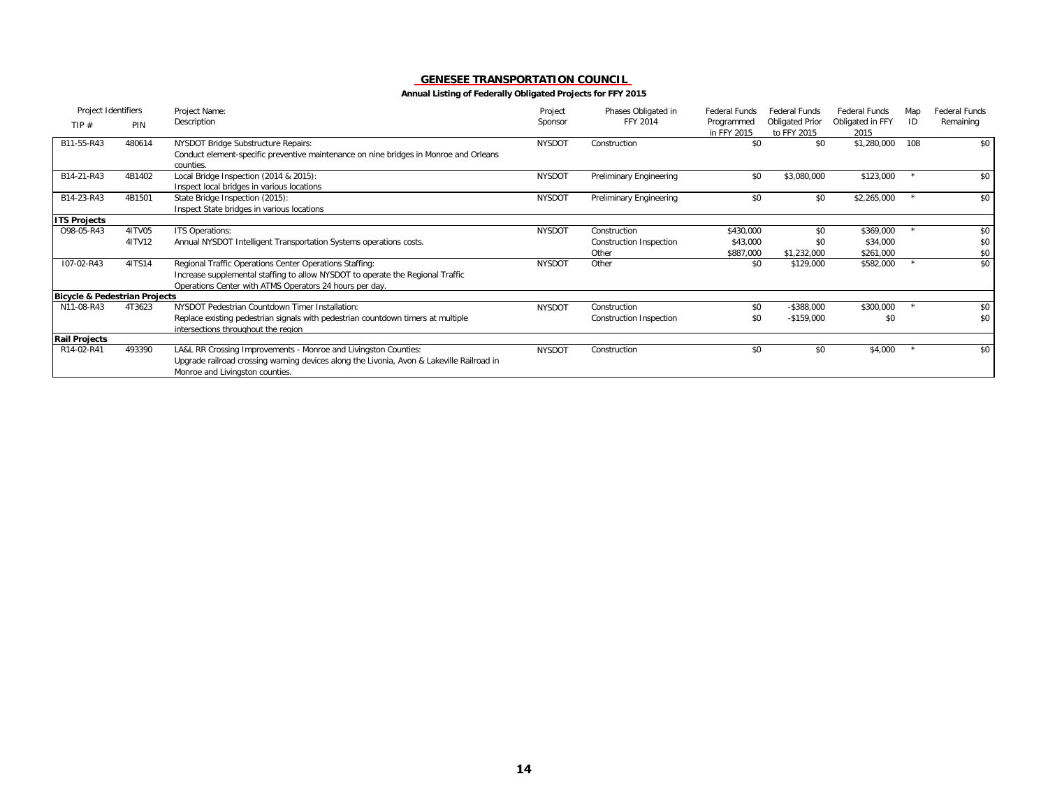## GENESEE TRANSPORTATION COUNCIL

**Annual Listing of Federally Obligated Projects for FFY 2015**

| Project Identifiers TIP # | PIN | Project Name: Description | Project Sponsor | Phases Obligated in FFY 2014 | Federal Funds Programmed in FFY 2015 | Federal Funds Obligated Prior to FFY 2015 | Federal Funds Obligated in FFY 2015 | Map ID | Federal Funds Remaining |
|---|---|---|---|---|---|---|---|---|---|
| B11-55-R43 | 480614 | NYSDOT Bridge Substructure Repairs: Conduct element-specific preventive maintenance on nine bridges in Monroe and Orleans counties. | NYSDOT | Construction | $0 | $0 | $1,280,000 | 108 | $0 |
| B14-21-R43 | 4B1402 | Local Bridge Inspection (2014 & 2015): Inspect local bridges in various locations | NYSDOT | Preliminary Engineering | $0 | $3,080,000 | $123,000 | * | $0 |
| B14-23-R43 | 4B1501 | State Bridge Inspection (2015): Inspect State bridges in various locations | NYSDOT | Preliminary Engineering | $0 | $0 | $2,265,000 | * | $0 |
| **ITS Projects** | | | | | | | | | |
| O98-05-R43 | 4ITV05 4ITV12 | ITS Operations: Annual NYSDOT Intelligent Transportation Systems operations costs. | NYSDOT | Construction | $430,000 | $0 | $369,000 | * | $0 |
| | | | | Construction Inspection | $43,000 | $0 | $34,000 | | $0 |
| | | | | Other | $887,000 | $1,232,000 | $261,000 | | $0 |
| I07-02-R43 | 4ITS14 | Regional Traffic Operations Center Operations Staffing: Increase supplemental staffing to allow NYSDOT to operate the Regional Traffic Operations Center with ATMS Operators 24 hours per day. | NYSDOT | Other | $0 | $129,000 | $582,000 | * | $0 |
| **Bicycle & Pedestrian Projects** | | | | | | | | | |
| N11-08-R43 | 4T3623 | NYSDOT Pedestrian Countdown Timer Installation: Replace existing pedestrian signals with pedestrian countdown timers at multiple intersections throughout the region | NYSDOT | Construction | $0 | -$388,000 | $300,000 | * | $0 |
| | | | | Construction Inspection | $0 | -$159,000 | $0 | | $0 |
| **Rail Projects** | | | | | | | | | |
| R14-02-R41 | 493390 | LA&L RR Crossing Improvements - Monroe and Livingston Counties: Upgrade railroad crossing warning devices along the Livonia, Avon & Lakeville Railroad in Monroe and Livingston counties. | NYSDOT | Construction | $0 | $0 | $4,000 | * | $0 |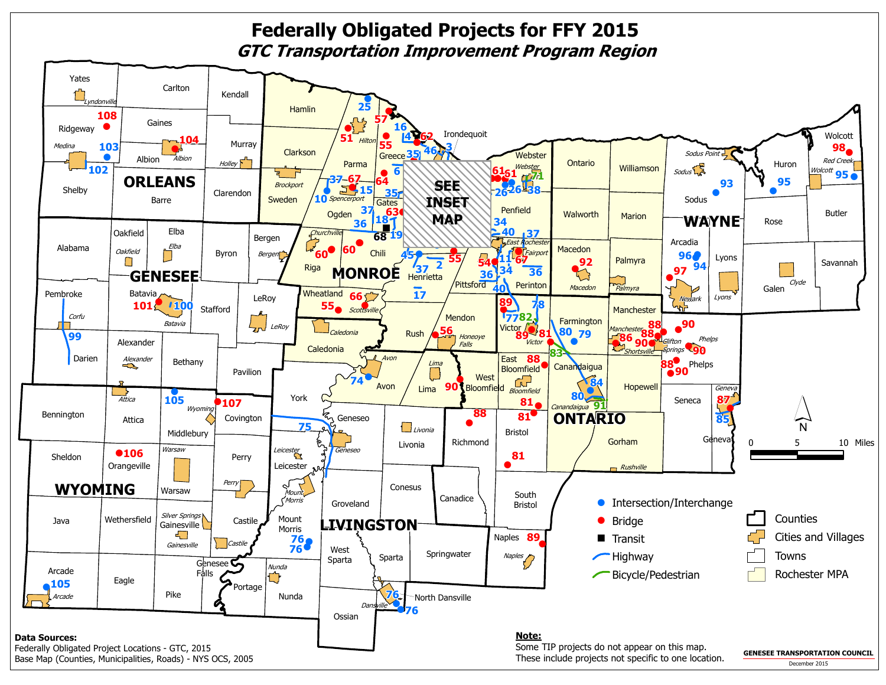# Federally Obligated Projects for FFY 2015

## *GTC Transportation Improvement Program Region*

**Legend**

- Intersection/Interchange
- Bridge
- Transit
- Highway
- Bicycle/Pedestrian
- Counties
- Cities and Villages
- Towns
- Rochester MPA

SEE INSET MAP

0 5 10 Miles

**Data Sources:**
Federally Obligated Project Locations - GTC, 2015
Base Map (Counties, Municipalities, Roads) - NYS OCS, 2005

**Note:**
Some TIP projects do not appear on this map.
These include projects not specific to one location.

GENESEE TRANSPORTATION COUNCIL
December 2015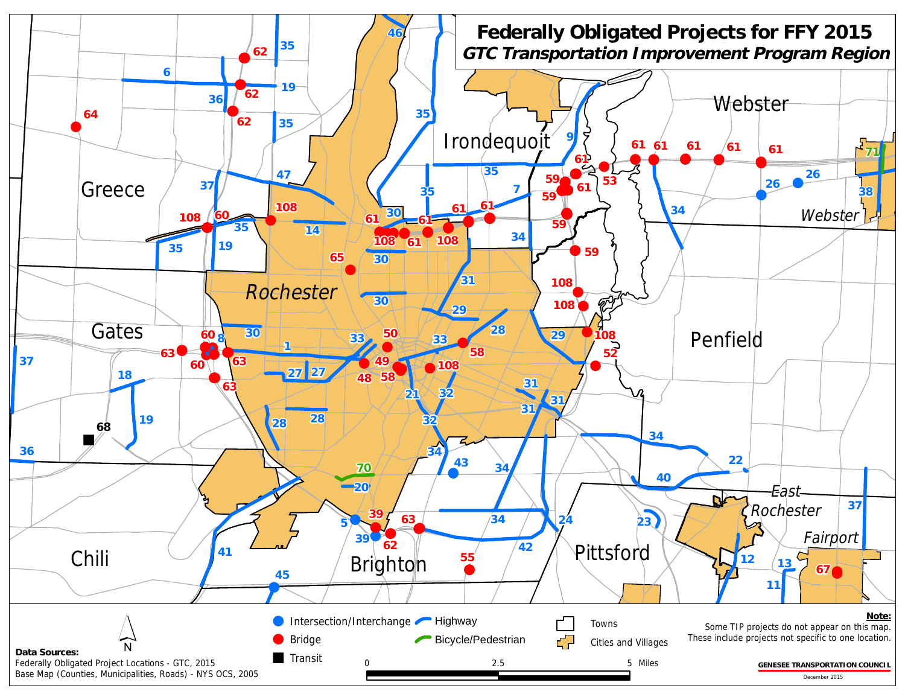# Federally Obligated Projects for FFY 2015

## *GTC Transportation Improvement Program Region*

Greece

Gates

Chili

Rochester

Irondequoit

Webster

Penfield

Brighton

Pittsford

East Rochester

Fairport

Intersection/Interchange

Bridge

Transit

Highway

Bicycle/Pedestrian

Towns

Cities and Villages

0 2.5 5 Miles

N

**Note:**
Some TIP projects do not appear on this map. These include projects not specific to one location.

**Data Sources:**
Federally Obligated Project Locations - GTC, 2015
Base Map (Counties, Municipalities, Roads) - NYS OCS, 2005

GENESEE TRANSPORTATION COUNCIL

December 2015